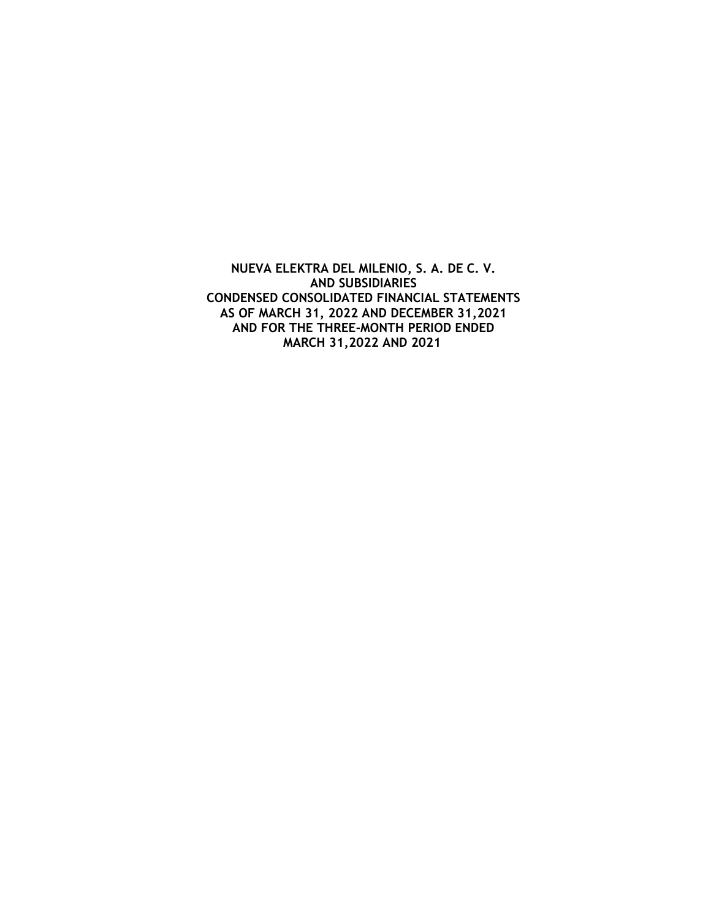**NUEVA ELEKTRA DEL MILENIO, S. A. DE C. V.**
**AND SUBSIDIARIES**
**CONDENSED CONSOLIDATED FINANCIAL STATEMENTS**
**AS OF MARCH 31, 2022 AND DECEMBER 31,2021**
**AND FOR THE THREE-MONTH PERIOD ENDED**
**MARCH 31,2022 AND 2021**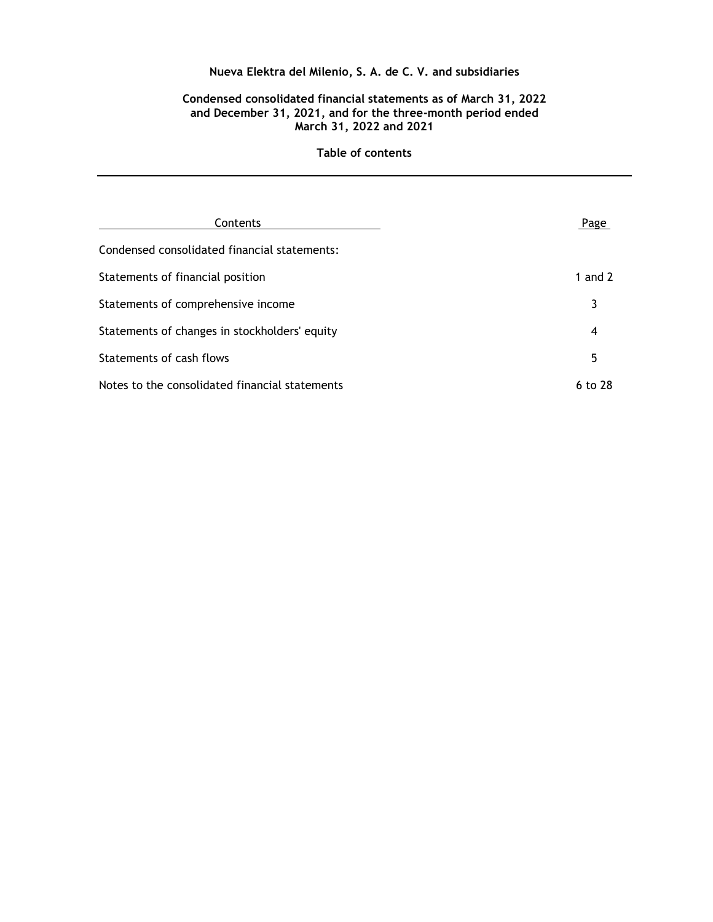**Nueva Elektra del Milenio, S. A. de C. V. and subsidiaries**

**Condensed consolidated financial statements as of March 31, 2022 and December 31, 2021, and for the three-month period ended March 31, 2022 and 2021**

**Table of contents**

| Contents | Page |
| --- | --- |
| Condensed consolidated financial statements: | |
| Statements of financial position | 1 and 2 |
| Statements of comprehensive income | 3 |
| Statements of changes in stockholders' equity | 4 |
| Statements of cash flows | 5 |
| Notes to the consolidated financial statements | 6 to 28 |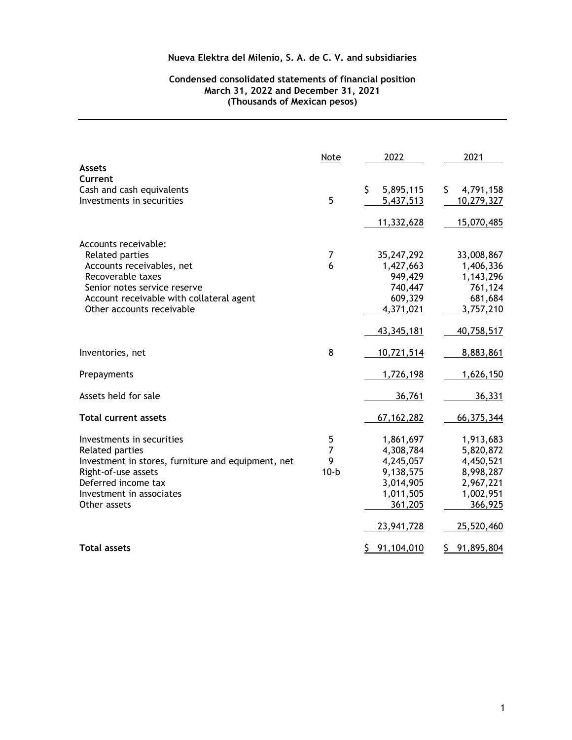**Nueva Elektra del Milenio, S. A. de C. V. and subsidiaries**

**Condensed consolidated statements of financial position**
**March 31, 2022 and December 31, 2021**
**(Thousands of Mexican pesos)**

| | Note | 2022 | 2021 |
|---|---|---|---|
| **Assets** | | | |
| **Current** | | | |
| Cash and cash equivalents | | $ 5,895,115 | $ 4,791,158 |
| Investments in securities | 5 | 5,437,513 | 10,279,327 |
| | | 11,332,628 | 15,070,485 |
| Accounts receivable: | | | |
| Related parties | 7 | 35,247,292 | 33,008,867 |
| Accounts receivables, net | 6 | 1,427,663 | 1,406,336 |
| Recoverable taxes | | 949,429 | 1,143,296 |
| Senior notes service reserve | | 740,447 | 761,124 |
| Account receivable with collateral agent | | 609,329 | 681,684 |
| Other accounts receivable | | 4,371,021 | 3,757,210 |
| | | 43,345,181 | 40,758,517 |
| Inventories, net | 8 | 10,721,514 | 8,883,861 |
| Prepayments | | 1,726,198 | 1,626,150 |
| Assets held for sale | | 36,761 | 36,331 |
| **Total current assets** | | 67,162,282 | 66,375,344 |
| Investments in securities | 5 | 1,861,697 | 1,913,683 |
| Related parties | 7 | 4,308,784 | 5,820,872 |
| Investment in stores, furniture and equipment, net | 9 | 4,245,057 | 4,450,521 |
| Right-of-use assets | 10-b | 9,138,575 | 8,998,287 |
| Deferred income tax | | 3,014,905 | 2,967,221 |
| Investment in associates | | 1,011,505 | 1,002,951 |
| Other assets | | 361,205 | 366,925 |
| | | 23,941,728 | 25,520,460 |
| **Total assets** | | $ 91,104,010 | $ 91,895,804 |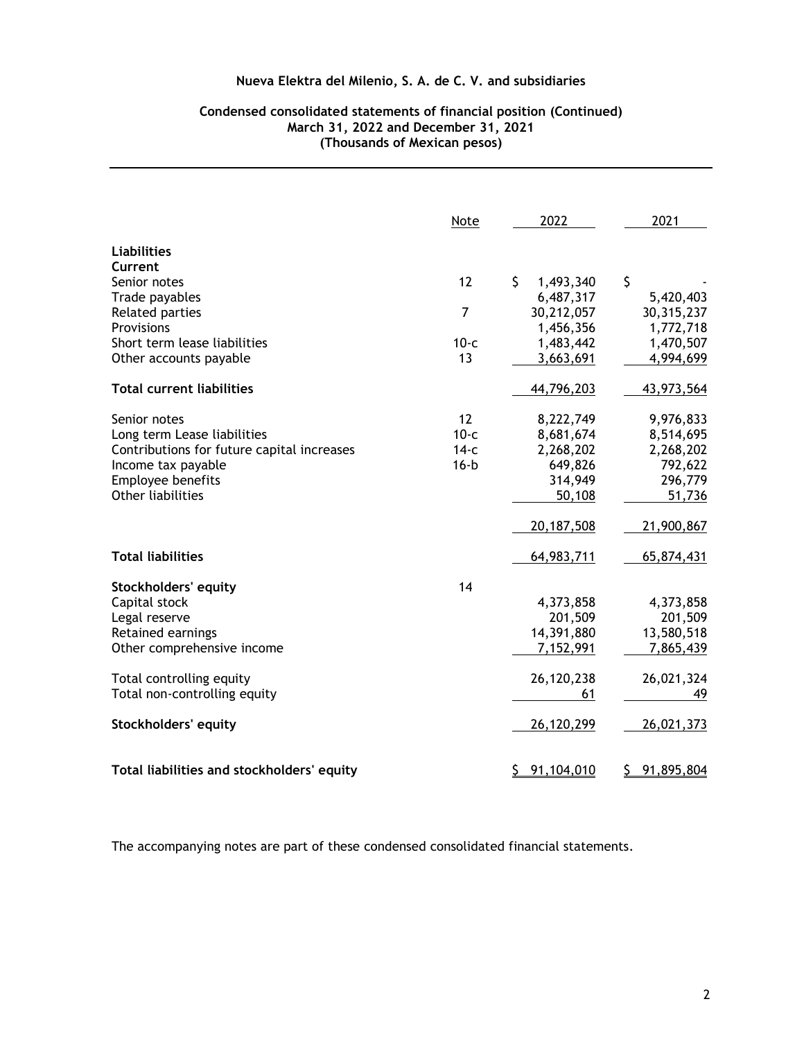**Nueva Elektra del Milenio, S. A. de C. V. and subsidiaries**

**Condensed consolidated statements of financial position (Continued)**
**March 31, 2022 and December 31, 2021**
**(Thousands of Mexican pesos)**

| | Note | 2022 | 2021 |
|---|---|---|---|
| **Liabilities** | | | |
| **Current** | | | |
| Senior notes | 12 | $ 1,493,340 | $ - |
| Trade payables | | 6,487,317 | 5,420,403 |
| Related parties | 7 | 30,212,057 | 30,315,237 |
| Provisions | | 1,456,356 | 1,772,718 |
| Short term lease liabilities | 10-c | 1,483,442 | 1,470,507 |
| Other accounts payable | 13 | 3,663,691 | 4,994,699 |
| **Total current liabilities** | | 44,796,203 | 43,973,564 |
| Senior notes | 12 | 8,222,749 | 9,976,833 |
| Long term Lease liabilities | 10-c | 8,681,674 | 8,514,695 |
| Contributions for future capital increases | 14-c | 2,268,202 | 2,268,202 |
| Income tax payable | 16-b | 649,826 | 792,622 |
| Employee benefits | | 314,949 | 296,779 |
| Other liabilities | | 50,108 | 51,736 |
| | | 20,187,508 | 21,900,867 |
| **Total liabilities** | | 64,983,711 | 65,874,431 |
| **Stockholders' equity** | 14 | | |
| Capital stock | | 4,373,858 | 4,373,858 |
| Legal reserve | | 201,509 | 201,509 |
| Retained earnings | | 14,391,880 | 13,580,518 |
| Other comprehensive income | | 7,152,991 | 7,865,439 |
| Total controlling equity | | 26,120,238 | 26,021,324 |
| Total non-controlling equity | | 61 | 49 |
| **Stockholders' equity** | | 26,120,299 | 26,021,373 |
| **Total liabilities and stockholders' equity** | | $ 91,104,010 | $ 91,895,804 |

The accompanying notes are part of these condensed consolidated financial statements.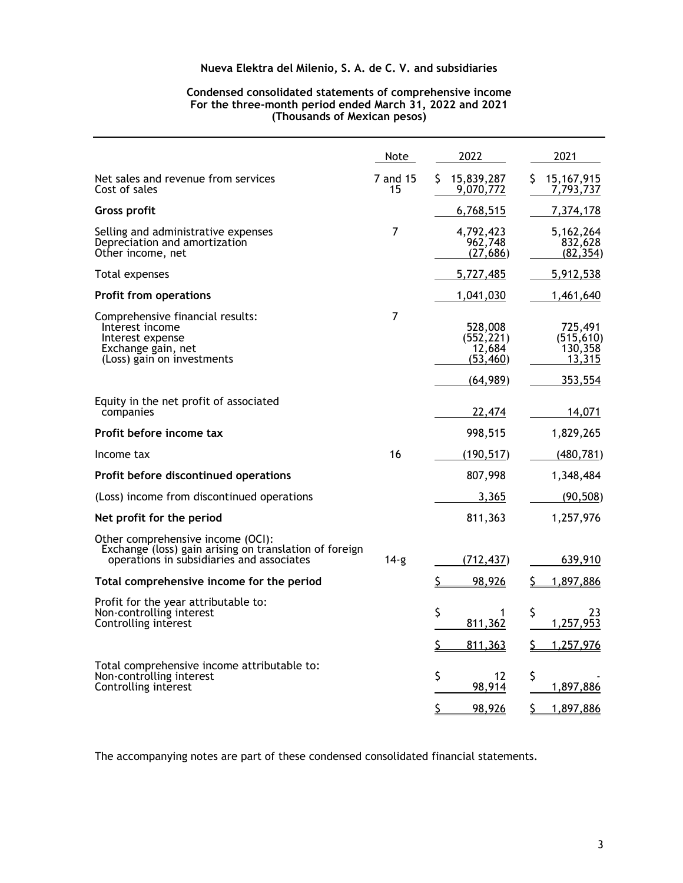**Nueva Elektra del Milenio, S. A. de C. V. and subsidiaries**

**Condensed consolidated statements of comprehensive income**
**For the three-month period ended March 31, 2022 and 2021**
**(Thousands of Mexican pesos)**

| | Note | 2022 | 2021 |
|---|---|---|---|
| Net sales and revenue from services | 7 and 15 | $ 15,839,287 | $ 15,167,915 |
| Cost of sales | 15 | 9,070,772 | 7,793,737 |
| **Gross profit** | | 6,768,515 | 7,374,178 |
| Selling and administrative expenses | 7 | 4,792,423 | 5,162,264 |
| Depreciation and amortization | | 962,748 | 832,628 |
| Other income, net | | (27,686) | (82,354) |
| Total expenses | | 5,727,485 | 5,912,538 |
| **Profit from operations** | | 1,041,030 | 1,461,640 |
| Comprehensive financial results: | 7 | | |
| Interest income | | 528,008 | 725,491 |
| Interest expense | | (552,221) | (515,610) |
| Exchange gain, net | | 12,684 | 130,358 |
| (Loss) gain on investments | | (53,460) | 13,315 |
| | | (64,989) | 353,554 |
| Equity in the net profit of associated companies | | 22,474 | 14,071 |
| **Profit before income tax** | | 998,515 | 1,829,265 |
| Income tax | 16 | (190,517) | (480,781) |
| **Profit before discontinued operations** | | 807,998 | 1,348,484 |
| (Loss) income from discontinued operations | | 3,365 | (90,508) |
| **Net profit for the period** | | 811,363 | 1,257,976 |
| Other comprehensive income (OCI): | | | |
| Exchange (loss) gain arising on translation of foreign operations in subsidiaries and associates | 14-g | (712,437) | 639,910 |
| **Total comprehensive income for the period** | | $ 98,926 | $ 1,897,886 |
| Profit for the year attributable to: | | | |
| Non-controlling interest | | $ 1 | $ 23 |
| Controlling interest | | 811,362 | 1,257,953 |
| | | $ 811,363 | $ 1,257,976 |
| Total comprehensive income attributable to: | | | |
| Non-controlling interest | | $ 12 | $ - |
| Controlling interest | | 98,914 | 1,897,886 |
| | | $ 98,926 | $ 1,897,886 |

The accompanying notes are part of these condensed consolidated financial statements.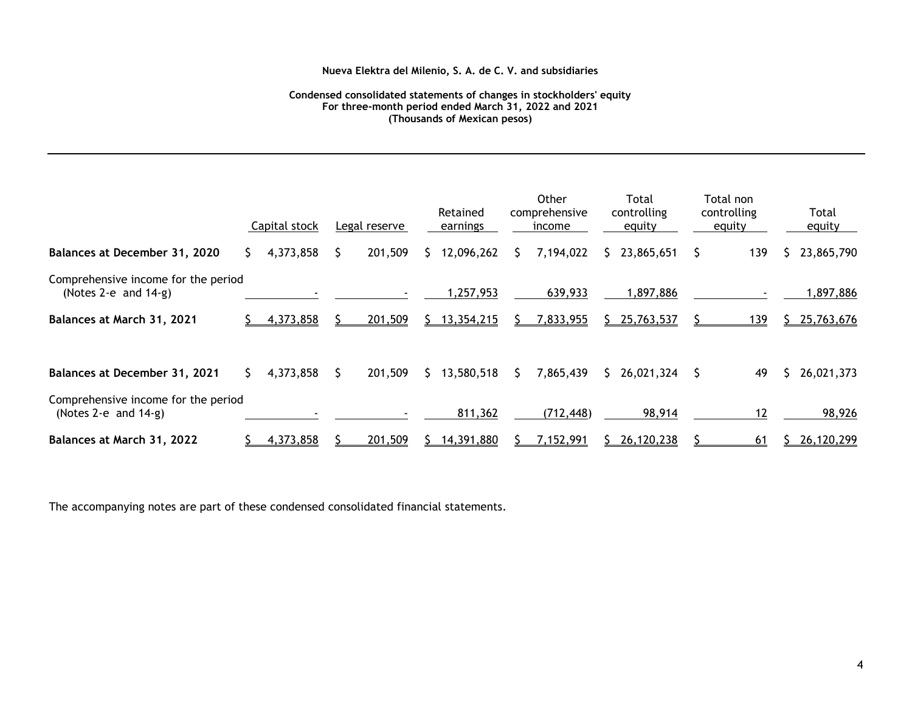**Nueva Elektra del Milenio, S. A. de C. V. and subsidiaries**

**Condensed consolidated statements of changes in stockholders' equity**
**For three-month period ended March 31, 2022 and 2021**
**(Thousands of Mexican pesos)**

| | Capital stock | Legal reserve | Retained earnings | Other comprehensive income | Total controlling equity | Total non controlling equity | Total equity |
|---|---|---|---|---|---|---|---|
| **Balances at December 31, 2020** | $ 4,373,858 | $ 201,509 | $ 12,096,262 | $ 7,194,022 | $ 23,865,651 | $ 139 | $ 23,865,790 |
| Comprehensive income for the period (Notes 2-e and 14-g) | - | - | 1,257,953 | 639,933 | 1,897,886 | - | 1,897,886 |
| **Balances at March 31, 2021** | $ 4,373,858 | $ 201,509 | $ 13,354,215 | $ 7,833,955 | $ 25,763,537 | $ 139 | $ 25,763,676 |
| | | | | | | | |
| **Balances at December 31, 2021** | $ 4,373,858 | $ 201,509 | $ 13,580,518 | $ 7,865,439 | $ 26,021,324 | $ 49 | $ 26,021,373 |
| Comprehensive income for the period (Notes 2-e and 14-g) | - | - | 811,362 | (712,448) | 98,914 | 12 | 98,926 |
| **Balances at March 31, 2022** | $ 4,373,858 | $ 201,509 | $ 14,391,880 | $ 7,152,991 | $ 26,120,238 | $ 61 | $ 26,120,299 |

The accompanying notes are part of these condensed consolidated financial statements.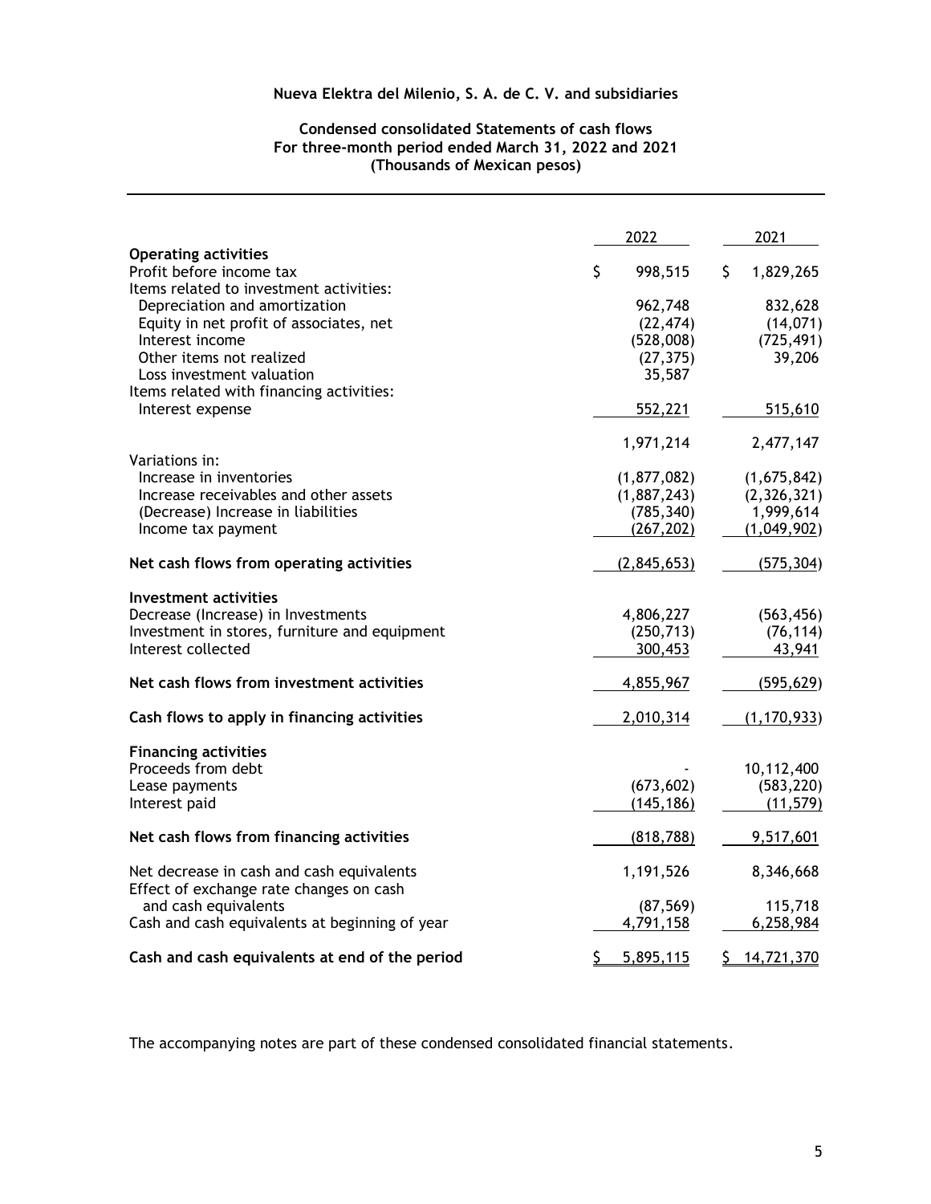**Nueva Elektra del Milenio, S. A. de C. V. and subsidiaries**

**Condensed consolidated Statements of cash flows**
**For three-month period ended March 31, 2022 and 2021**
**(Thousands of Mexican pesos)**

| | 2022 | 2021 |
|---|---|---|
| **Operating activities** | | |
| Profit before income tax | $ 998,515 | $ 1,829,265 |
| Items related to investment activities: | | |
| Depreciation and amortization | 962,748 | 832,628 |
| Equity in net profit of associates, net | (22,474) | (14,071) |
| Interest income | (528,008) | (725,491) |
| Other items not realized | (27,375) | 39,206 |
| Loss investment valuation | 35,587 | |
| Items related with financing activities: | | |
| Interest expense | 552,221 | 515,610 |
| | 1,971,214 | 2,477,147 |
| Variations in: | | |
| Increase in inventories | (1,877,082) | (1,675,842) |
| Increase receivables and other assets | (1,887,243) | (2,326,321) |
| (Decrease) Increase in liabilities | (785,340) | 1,999,614 |
| Income tax payment | (267,202) | (1,049,902) |
| **Net cash flows from operating activities** | (2,845,653) | (575,304) |
| **Investment activities** | | |
| Decrease (Increase) in Investments | 4,806,227 | (563,456) |
| Investment in stores, furniture and equipment | (250,713) | (76,114) |
| Interest collected | 300,453 | 43,941 |
| **Net cash flows from investment activities** | 4,855,967 | (595,629) |
| **Cash flows to apply in financing activities** | 2,010,314 | (1,170,933) |
| **Financing activities** | | |
| Proceeds from debt | - | 10,112,400 |
| Lease payments | (673,602) | (583,220) |
| Interest paid | (145,186) | (11,579) |
| **Net cash flows from financing activities** | (818,788) | 9,517,601 |
| Net decrease in cash and cash equivalents | 1,191,526 | 8,346,668 |
| Effect of exchange rate changes on cash and cash equivalents | (87,569) | 115,718 |
| Cash and cash equivalents at beginning of year | 4,791,158 | 6,258,984 |
| **Cash and cash equivalents at end of the period** | $ 5,895,115 | $ 14,721,370 |

The accompanying notes are part of these condensed consolidated financial statements.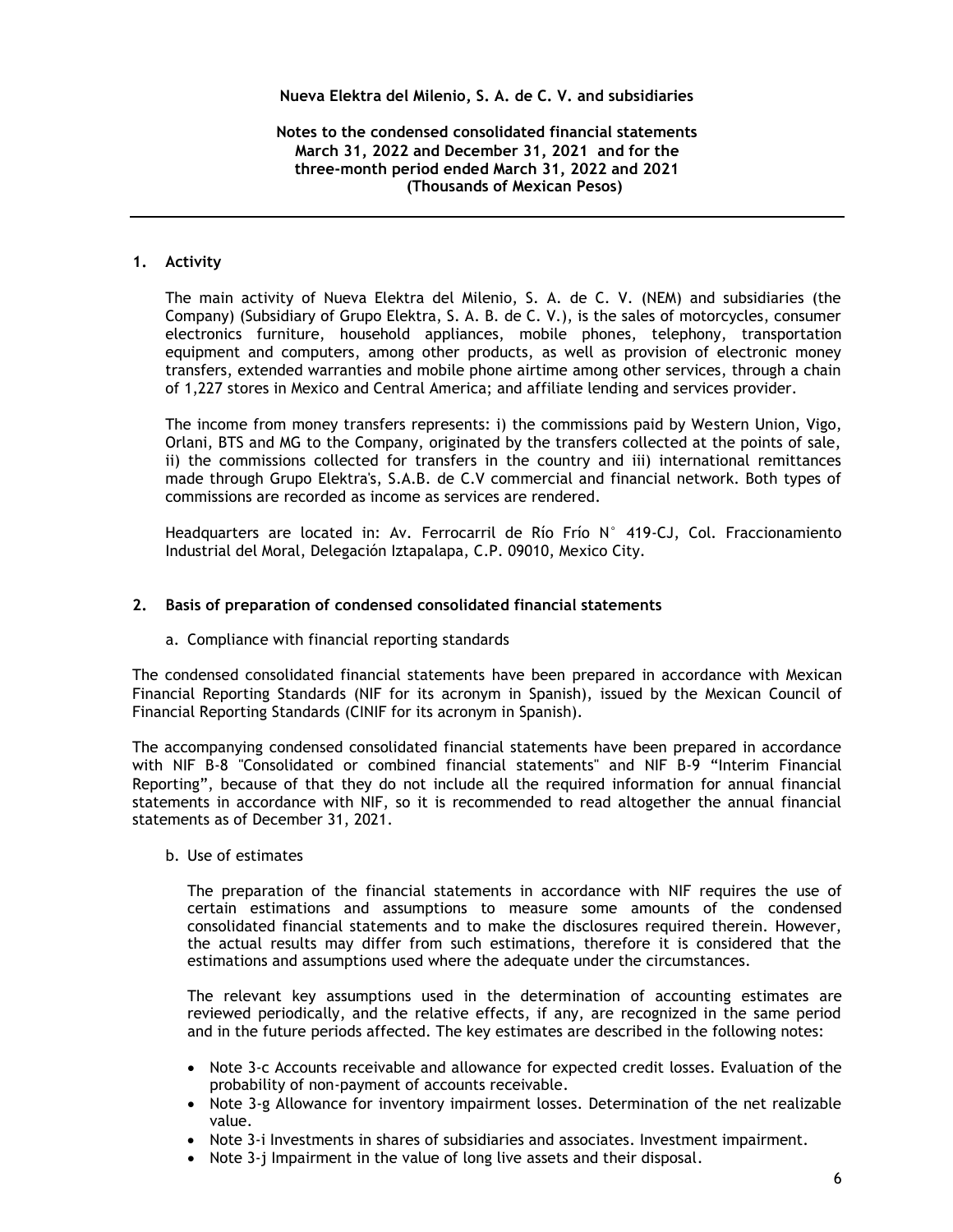**Nueva Elektra del Milenio, S. A. de C. V. and subsidiaries**

**Notes to the condensed consolidated financial statements March 31, 2022 and December 31, 2021 and for the three-month period ended March 31, 2022 and 2021 (Thousands of Mexican Pesos)**

---

## 1. Activity

The main activity of Nueva Elektra del Milenio, S. A. de C. V. (NEM) and subsidiaries (the Company) (Subsidiary of Grupo Elektra, S. A. B. de C. V.), is the sales of motorcycles, consumer electronics furniture, household appliances, mobile phones, telephony, transportation equipment and computers, among other products, as well as provision of electronic money transfers, extended warranties and mobile phone airtime among other services, through a chain of 1,227 stores in Mexico and Central America; and affiliate lending and services provider.

The income from money transfers represents: i) the commissions paid by Western Union, Vigo, Orlani, BTS and MG to the Company, originated by the transfers collected at the points of sale, ii) the commissions collected for transfers in the country and iii) international remittances made through Grupo Elektra's, S.A.B. de C.V commercial and financial network. Both types of commissions are recorded as income as services are rendered.

Headquarters are located in: Av. Ferrocarril de Río Frío N° 419-CJ, Col. Fraccionamiento Industrial del Moral, Delegación Iztapalapa, C.P. 09010, Mexico City.

## 2. Basis of preparation of condensed consolidated financial statements

a. Compliance with financial reporting standards

The condensed consolidated financial statements have been prepared in accordance with Mexican Financial Reporting Standards (NIF for its acronym in Spanish), issued by the Mexican Council of Financial Reporting Standards (CINIF for its acronym in Spanish).

The accompanying condensed consolidated financial statements have been prepared in accordance with NIF B-8 "Consolidated or combined financial statements" and NIF B-9 "Interim Financial Reporting", because of that they do not include all the required information for annual financial statements in accordance with NIF, so it is recommended to read altogether the annual financial statements as of December 31, 2021.

b. Use of estimates

The preparation of the financial statements in accordance with NIF requires the use of certain estimations and assumptions to measure some amounts of the condensed consolidated financial statements and to make the disclosures required therein. However, the actual results may differ from such estimations, therefore it is considered that the estimations and assumptions used where the adequate under the circumstances.

The relevant key assumptions used in the determination of accounting estimates are reviewed periodically, and the relative effects, if any, are recognized in the same period and in the future periods affected. The key estimates are described in the following notes:

- Note 3-c Accounts receivable and allowance for expected credit losses. Evaluation of the probability of non-payment of accounts receivable.
- Note 3-g Allowance for inventory impairment losses. Determination of the net realizable value.
- Note 3-i Investments in shares of subsidiaries and associates. Investment impairment.
- Note 3-j Impairment in the value of long live assets and their disposal.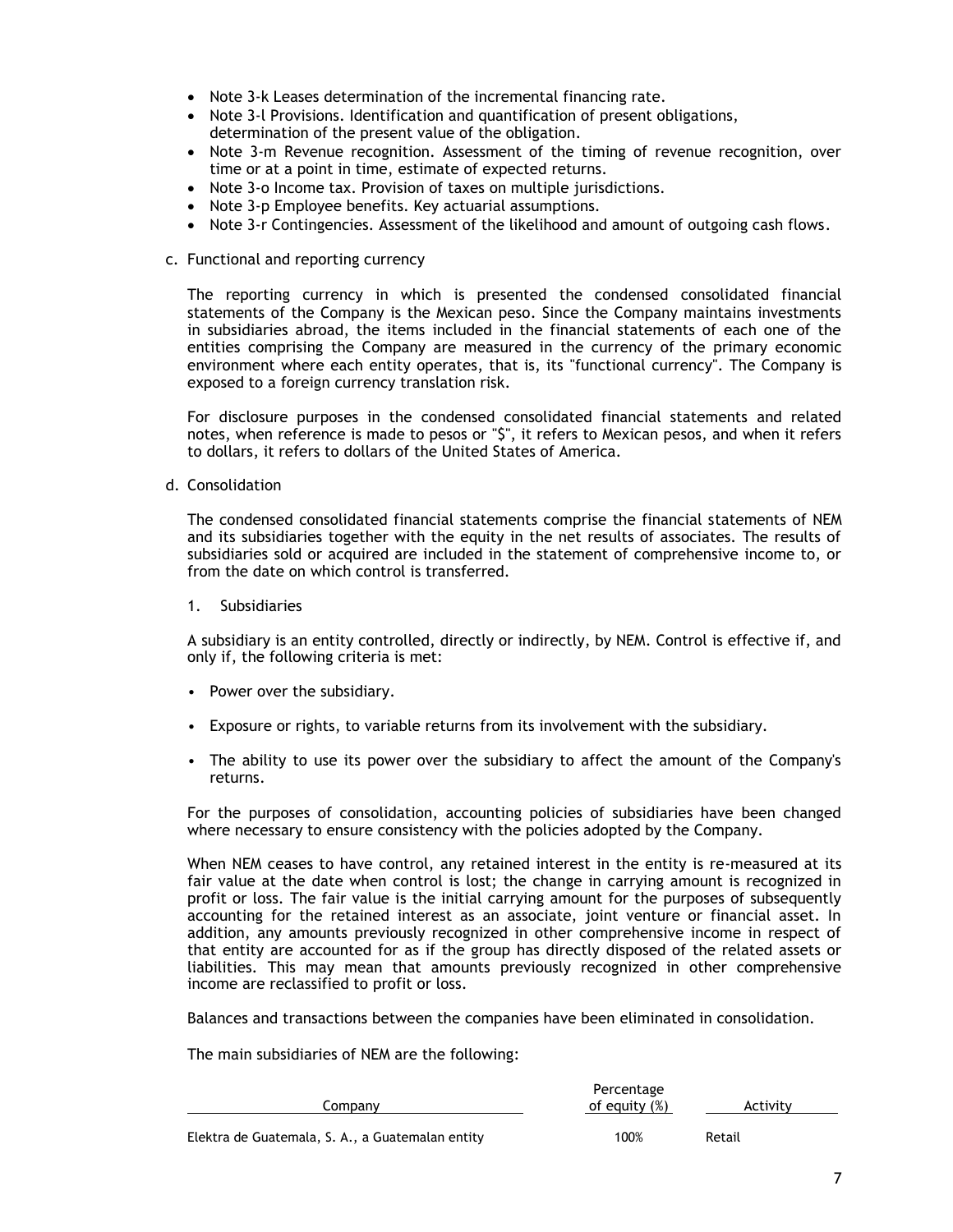- Note 3-k Leases determination of the incremental financing rate.
- Note 3-l Provisions. Identification and quantification of present obligations, determination of the present value of the obligation.
- Note 3-m Revenue recognition. Assessment of the timing of revenue recognition, over time or at a point in time, estimate of expected returns.
- Note 3-o Income tax. Provision of taxes on multiple jurisdictions.
- Note 3-p Employee benefits. Key actuarial assumptions.
- Note 3-r Contingencies. Assessment of the likelihood and amount of outgoing cash flows.

c. Functional and reporting currency

The reporting currency in which is presented the condensed consolidated financial statements of the Company is the Mexican peso. Since the Company maintains investments in subsidiaries abroad, the items included in the financial statements of each one of the entities comprising the Company are measured in the currency of the primary economic environment where each entity operates, that is, its "functional currency". The Company is exposed to a foreign currency translation risk.

For disclosure purposes in the condensed consolidated financial statements and related notes, when reference is made to pesos or "$", it refers to Mexican pesos, and when it refers to dollars, it refers to dollars of the United States of America.

d. Consolidation

The condensed consolidated financial statements comprise the financial statements of NEM and its subsidiaries together with the equity in the net results of associates. The results of subsidiaries sold or acquired are included in the statement of comprehensive income to, or from the date on which control is transferred.

1. Subsidiaries

A subsidiary is an entity controlled, directly or indirectly, by NEM. Control is effective if, and only if, the following criteria is met:

- Power over the subsidiary.
- Exposure or rights, to variable returns from its involvement with the subsidiary.
- The ability to use its power over the subsidiary to affect the amount of the Company's returns.

For the purposes of consolidation, accounting policies of subsidiaries have been changed where necessary to ensure consistency with the policies adopted by the Company.

When NEM ceases to have control, any retained interest in the entity is re-measured at its fair value at the date when control is lost; the change in carrying amount is recognized in profit or loss. The fair value is the initial carrying amount for the purposes of subsequently accounting for the retained interest as an associate, joint venture or financial asset. In addition, any amounts previously recognized in other comprehensive income in respect of that entity are accounted for as if the group has directly disposed of the related assets or liabilities. This may mean that amounts previously recognized in other comprehensive income are reclassified to profit or loss.

Balances and transactions between the companies have been eliminated in consolidation.

The main subsidiaries of NEM are the following:

| Company | Percentage of equity (%) | Activity |
|---|---|---|
| Elektra de Guatemala, S. A., a Guatemalan entity | 100% | Retail |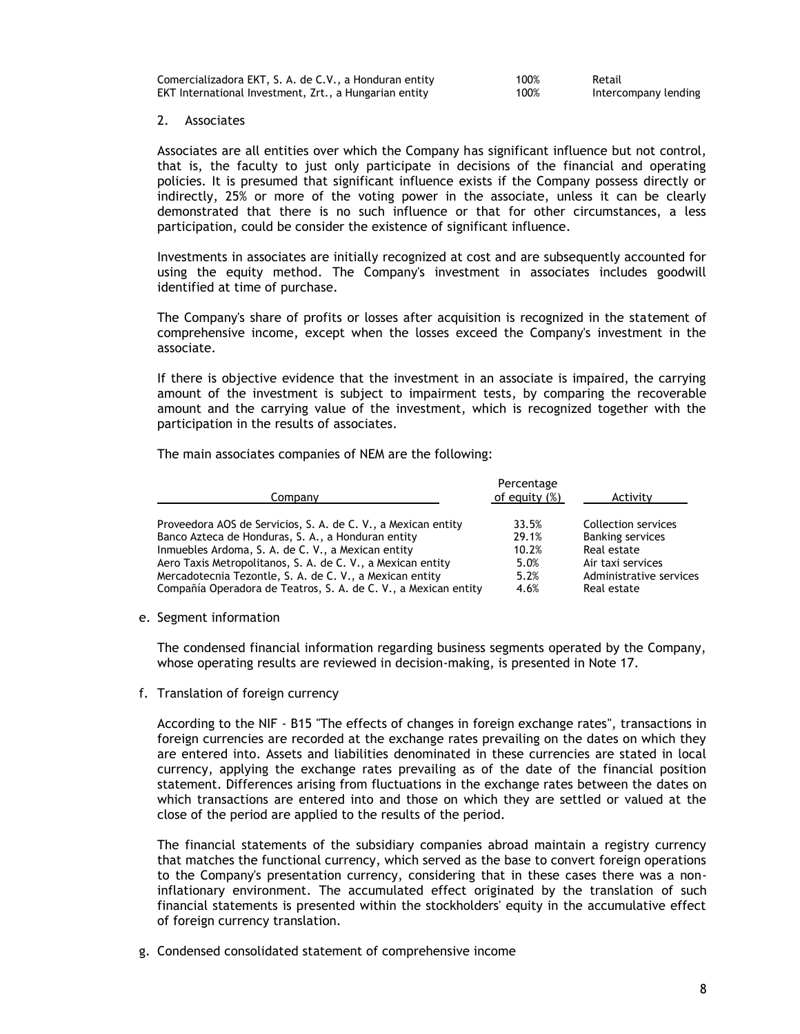| | | |
|---|---|---|
| Comercializadora EKT, S. A. de C.V., a Honduran entity | 100% | Retail |
| EKT International Investment, Zrt., a Hungarian entity | 100% | Intercompany lending |

2. Associates

Associates are all entities over which the Company has significant influence but not control, that is, the faculty to just only participate in decisions of the financial and operating policies. It is presumed that significant influence exists if the Company possess directly or indirectly, 25% or more of the voting power in the associate, unless it can be clearly demonstrated that there is no such influence or that for other circumstances, a less participation, could be consider the existence of significant influence.

Investments in associates are initially recognized at cost and are subsequently accounted for using the equity method. The Company's investment in associates includes goodwill identified at time of purchase.

The Company's share of profits or losses after acquisition is recognized in the statement of comprehensive income, except when the losses exceed the Company's investment in the associate.

If there is objective evidence that the investment in an associate is impaired, the carrying amount of the investment is subject to impairment tests, by comparing the recoverable amount and the carrying value of the investment, which is recognized together with the participation in the results of associates.

The main associates companies of NEM are the following:

| Company | Percentage of equity (%) | Activity |
|---|---|---|
| Proveedora AOS de Servicios, S. A. de C. V., a Mexican entity | 33.5% | Collection services |
| Banco Azteca de Honduras, S. A., a Honduran entity | 29.1% | Banking services |
| Inmuebles Ardoma, S. A. de C. V., a Mexican entity | 10.2% | Real estate |
| Aero Taxis Metropolitanos, S. A. de C. V., a Mexican entity | 5.0% | Air taxi services |
| Mercadotecnia Tezontle, S. A. de C. V., a Mexican entity | 5.2% | Administrative services |
| Compañía Operadora de Teatros, S. A. de C. V., a Mexican entity | 4.6% | Real estate |

e. Segment information

The condensed financial information regarding business segments operated by the Company, whose operating results are reviewed in decision-making, is presented in Note 17.

f. Translation of foreign currency

According to the NIF - B15 "The effects of changes in foreign exchange rates", transactions in foreign currencies are recorded at the exchange rates prevailing on the dates on which they are entered into. Assets and liabilities denominated in these currencies are stated in local currency, applying the exchange rates prevailing as of the date of the financial position statement. Differences arising from fluctuations in the exchange rates between the dates on which transactions are entered into and those on which they are settled or valued at the close of the period are applied to the results of the period.

The financial statements of the subsidiary companies abroad maintain a registry currency that matches the functional currency, which served as the base to convert foreign operations to the Company's presentation currency, considering that in these cases there was a non-inflationary environment. The accumulated effect originated by the translation of such financial statements is presented within the stockholders' equity in the accumulative effect of foreign currency translation.

g. Condensed consolidated statement of comprehensive income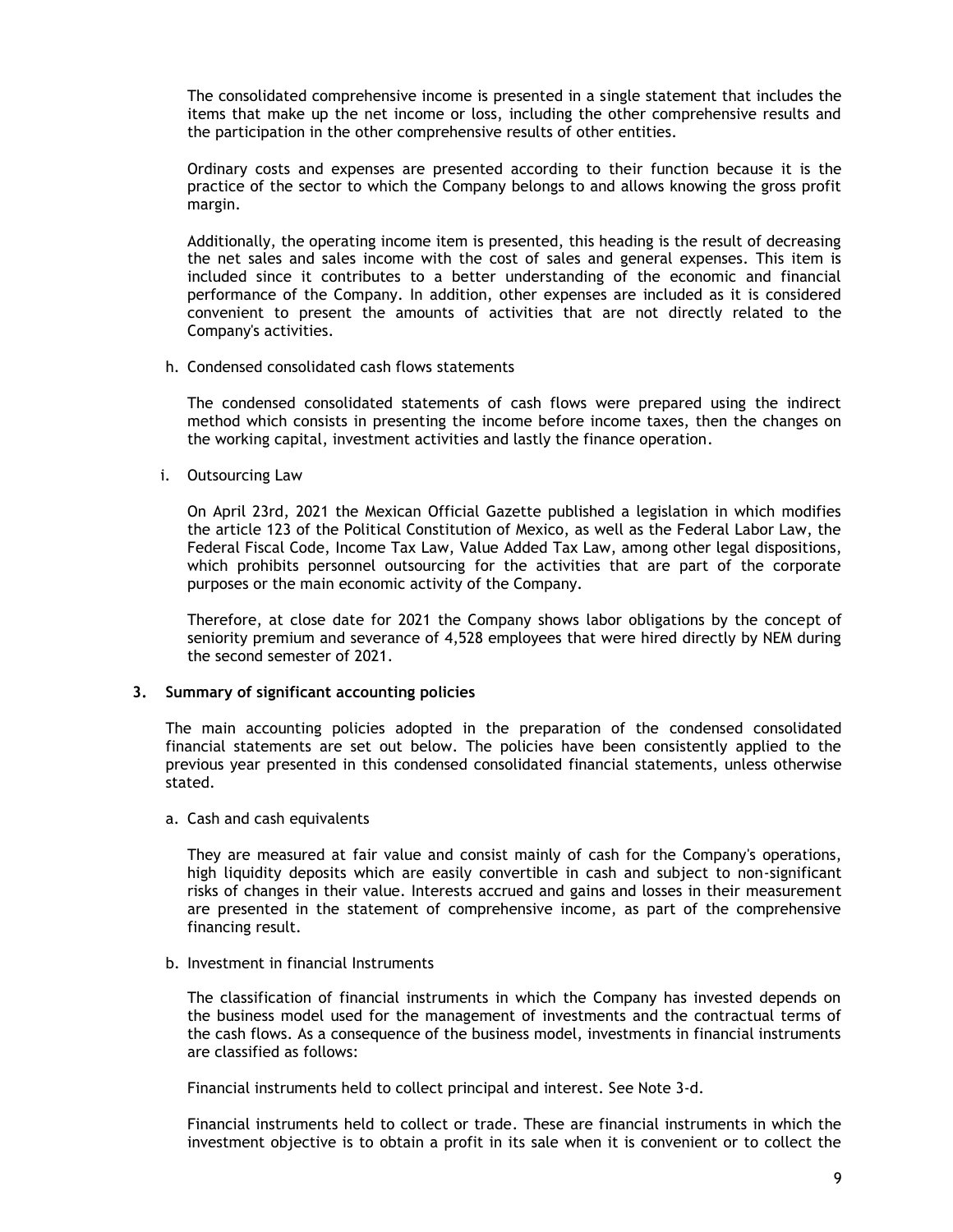The consolidated comprehensive income is presented in a single statement that includes the items that make up the net income or loss, including the other comprehensive results and the participation in the other comprehensive results of other entities.

Ordinary costs and expenses are presented according to their function because it is the practice of the sector to which the Company belongs to and allows knowing the gross profit margin.

Additionally, the operating income item is presented, this heading is the result of decreasing the net sales and sales income with the cost of sales and general expenses. This item is included since it contributes to a better understanding of the economic and financial performance of the Company. In addition, other expenses are included as it is considered convenient to present the amounts of activities that are not directly related to the Company's activities.

h. Condensed consolidated cash flows statements

The condensed consolidated statements of cash flows were prepared using the indirect method which consists in presenting the income before income taxes, then the changes on the working capital, investment activities and lastly the finance operation.

i. Outsourcing Law

On April 23rd, 2021 the Mexican Official Gazette published a legislation in which modifies the article 123 of the Political Constitution of Mexico, as well as the Federal Labor Law, the Federal Fiscal Code, Income Tax Law, Value Added Tax Law, among other legal dispositions, which prohibits personnel outsourcing for the activities that are part of the corporate purposes or the main economic activity of the Company.

Therefore, at close date for 2021 the Company shows labor obligations by the concept of seniority premium and severance of 4,528 employees that were hired directly by NEM during the second semester of 2021.

## 3. Summary of significant accounting policies

The main accounting policies adopted in the preparation of the condensed consolidated financial statements are set out below. The policies have been consistently applied to the previous year presented in this condensed consolidated financial statements, unless otherwise stated.

a. Cash and cash equivalents

They are measured at fair value and consist mainly of cash for the Company's operations, high liquidity deposits which are easily convertible in cash and subject to non-significant risks of changes in their value. Interests accrued and gains and losses in their measurement are presented in the statement of comprehensive income, as part of the comprehensive financing result.

b. Investment in financial Instruments

The classification of financial instruments in which the Company has invested depends on the business model used for the management of investments and the contractual terms of the cash flows. As a consequence of the business model, investments in financial instruments are classified as follows:

Financial instruments held to collect principal and interest. See Note 3-d.

Financial instruments held to collect or trade. These are financial instruments in which the investment objective is to obtain a profit in its sale when it is convenient or to collect the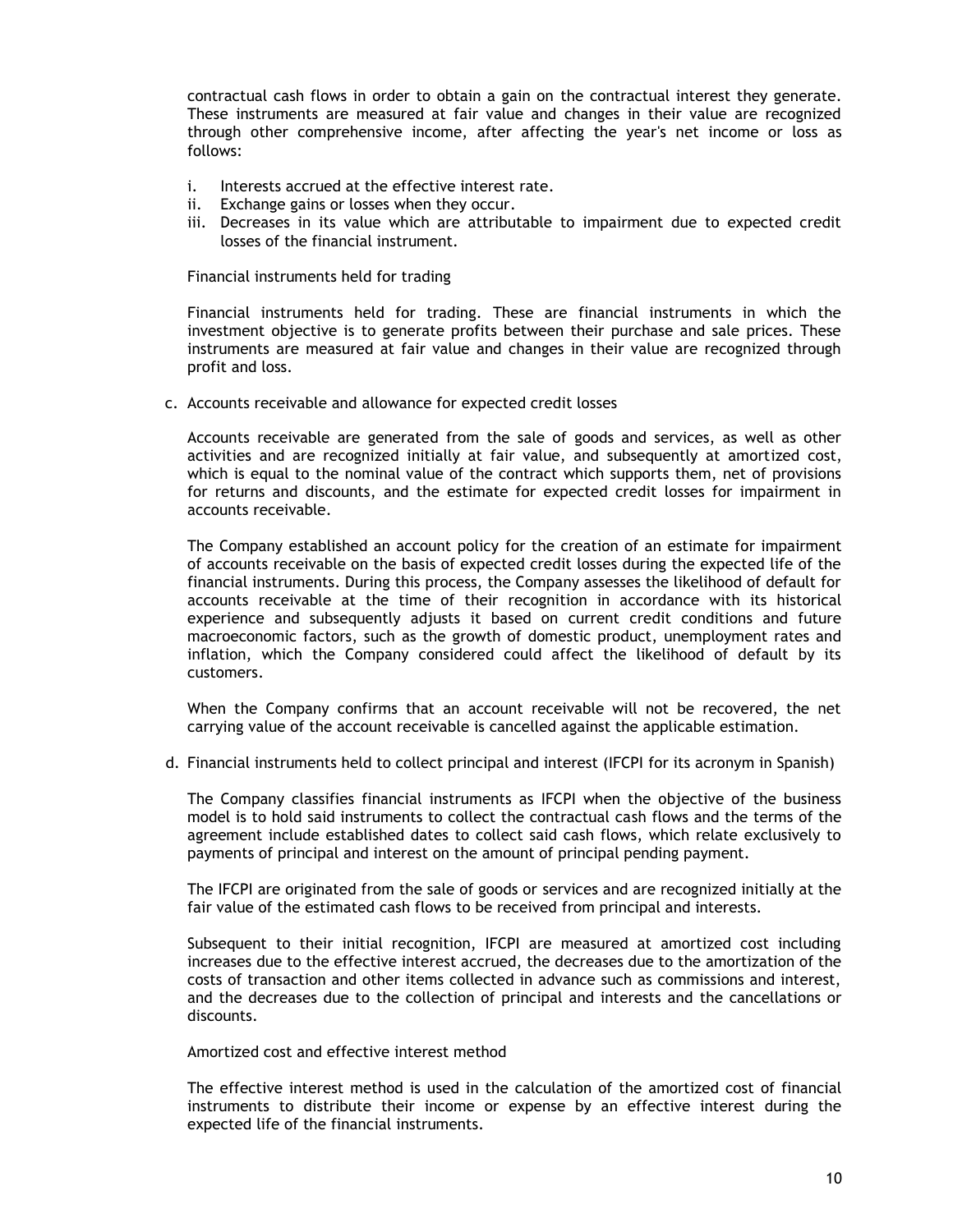contractual cash flows in order to obtain a gain on the contractual interest they generate. These instruments are measured at fair value and changes in their value are recognized through other comprehensive income, after affecting the year's net income or loss as follows:

i. Interests accrued at the effective interest rate.
ii. Exchange gains or losses when they occur.
iii. Decreases in its value which are attributable to impairment due to expected credit losses of the financial instrument.

Financial instruments held for trading

Financial instruments held for trading. These are financial instruments in which the investment objective is to generate profits between their purchase and sale prices. These instruments are measured at fair value and changes in their value are recognized through profit and loss.

c. Accounts receivable and allowance for expected credit losses

Accounts receivable are generated from the sale of goods and services, as well as other activities and are recognized initially at fair value, and subsequently at amortized cost, which is equal to the nominal value of the contract which supports them, net of provisions for returns and discounts, and the estimate for expected credit losses for impairment in accounts receivable.

The Company established an account policy for the creation of an estimate for impairment of accounts receivable on the basis of expected credit losses during the expected life of the financial instruments. During this process, the Company assesses the likelihood of default for accounts receivable at the time of their recognition in accordance with its historical experience and subsequently adjusts it based on current credit conditions and future macroeconomic factors, such as the growth of domestic product, unemployment rates and inflation, which the Company considered could affect the likelihood of default by its customers.

When the Company confirms that an account receivable will not be recovered, the net carrying value of the account receivable is cancelled against the applicable estimation.

d. Financial instruments held to collect principal and interest (IFCPI for its acronym in Spanish)

The Company classifies financial instruments as IFCPI when the objective of the business model is to hold said instruments to collect the contractual cash flows and the terms of the agreement include established dates to collect said cash flows, which relate exclusively to payments of principal and interest on the amount of principal pending payment.

The IFCPI are originated from the sale of goods or services and are recognized initially at the fair value of the estimated cash flows to be received from principal and interests.

Subsequent to their initial recognition, IFCPI are measured at amortized cost including increases due to the effective interest accrued, the decreases due to the amortization of the costs of transaction and other items collected in advance such as commissions and interest, and the decreases due to the collection of principal and interests and the cancellations or discounts.

Amortized cost and effective interest method

The effective interest method is used in the calculation of the amortized cost of financial instruments to distribute their income or expense by an effective interest during the expected life of the financial instruments.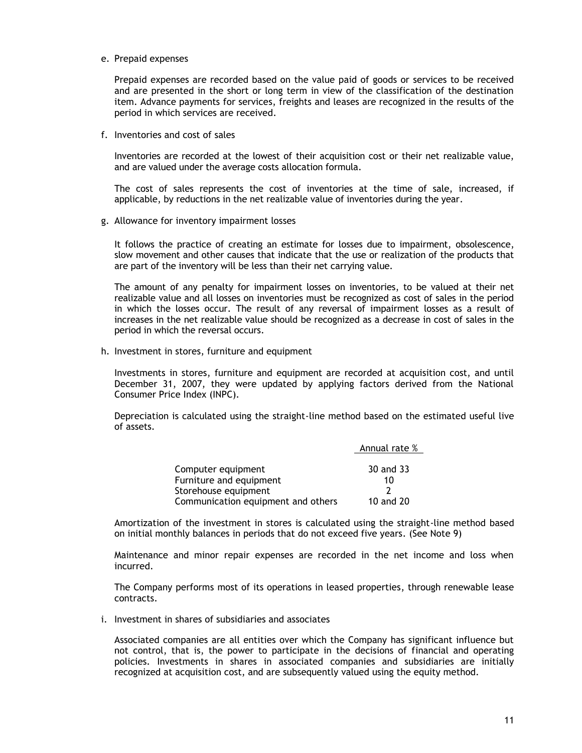e. Prepaid expenses

Prepaid expenses are recorded based on the value paid of goods or services to be received and are presented in the short or long term in view of the classification of the destination item. Advance payments for services, freights and leases are recognized in the results of the period in which services are received.

f. Inventories and cost of sales

Inventories are recorded at the lowest of their acquisition cost or their net realizable value, and are valued under the average costs allocation formula.

The cost of sales represents the cost of inventories at the time of sale, increased, if applicable, by reductions in the net realizable value of inventories during the year.

g. Allowance for inventory impairment losses

It follows the practice of creating an estimate for losses due to impairment, obsolescence, slow movement and other causes that indicate that the use or realization of the products that are part of the inventory will be less than their net carrying value.

The amount of any penalty for impairment losses on inventories, to be valued at their net realizable value and all losses on inventories must be recognized as cost of sales in the period in which the losses occur. The result of any reversal of impairment losses as a result of increases in the net realizable value should be recognized as a decrease in cost of sales in the period in which the reversal occurs.

h. Investment in stores, furniture and equipment

Investments in stores, furniture and equipment are recorded at acquisition cost, and until December 31, 2007, they were updated by applying factors derived from the National Consumer Price Index (INPC).

Depreciation is calculated using the straight-line method based on the estimated useful live of assets.

| | Annual rate % |
|---|---|
| Computer equipment | 30 and 33 |
| Furniture and equipment | 10 |
| Storehouse equipment | 2 |
| Communication equipment and others | 10 and 20 |

Amortization of the investment in stores is calculated using the straight-line method based on initial monthly balances in periods that do not exceed five years. (See Note 9)

Maintenance and minor repair expenses are recorded in the net income and loss when incurred.

The Company performs most of its operations in leased properties, through renewable lease contracts.

i. Investment in shares of subsidiaries and associates

Associated companies are all entities over which the Company has significant influence but not control, that is, the power to participate in the decisions of financial and operating policies. Investments in shares in associated companies and subsidiaries are initially recognized at acquisition cost, and are subsequently valued using the equity method.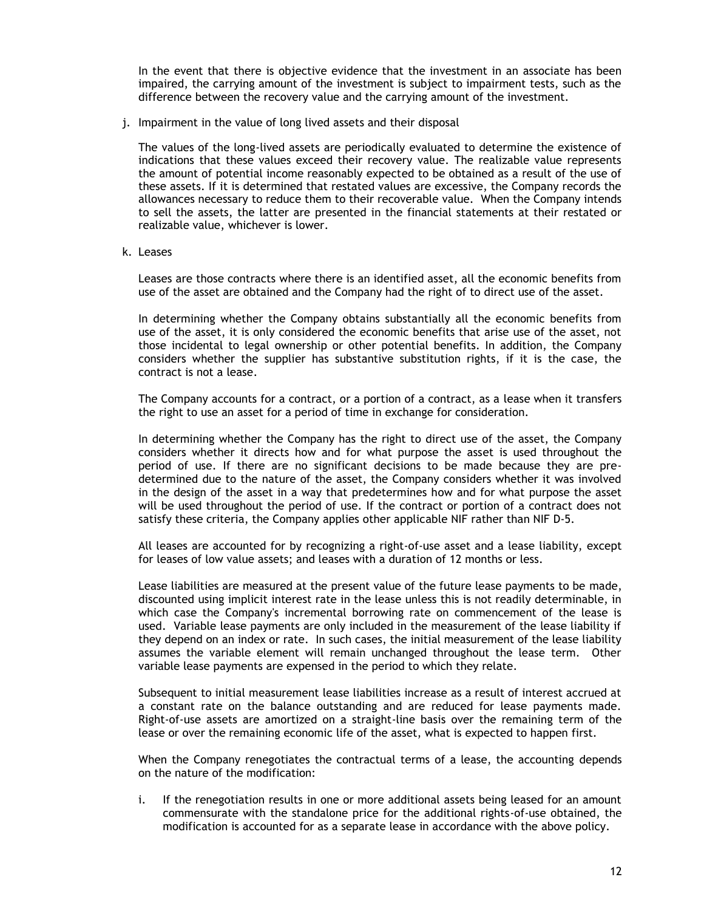In the event that there is objective evidence that the investment in an associate has been impaired, the carrying amount of the investment is subject to impairment tests, such as the difference between the recovery value and the carrying amount of the investment.

j. Impairment in the value of long lived assets and their disposal

The values of the long-lived assets are periodically evaluated to determine the existence of indications that these values exceed their recovery value. The realizable value represents the amount of potential income reasonably expected to be obtained as a result of the use of these assets. If it is determined that restated values are excessive, the Company records the allowances necessary to reduce them to their recoverable value. When the Company intends to sell the assets, the latter are presented in the financial statements at their restated or realizable value, whichever is lower.

k. Leases

Leases are those contracts where there is an identified asset, all the economic benefits from use of the asset are obtained and the Company had the right of to direct use of the asset.

In determining whether the Company obtains substantially all the economic benefits from use of the asset, it is only considered the economic benefits that arise use of the asset, not those incidental to legal ownership or other potential benefits. In addition, the Company considers whether the supplier has substantive substitution rights, if it is the case, the contract is not a lease.

The Company accounts for a contract, or a portion of a contract, as a lease when it transfers the right to use an asset for a period of time in exchange for consideration.

In determining whether the Company has the right to direct use of the asset, the Company considers whether it directs how and for what purpose the asset is used throughout the period of use. If there are no significant decisions to be made because they are pre-determined due to the nature of the asset, the Company considers whether it was involved in the design of the asset in a way that predetermines how and for what purpose the asset will be used throughout the period of use. If the contract or portion of a contract does not satisfy these criteria, the Company applies other applicable NIF rather than NIF D-5.

All leases are accounted for by recognizing a right-of-use asset and a lease liability, except for leases of low value assets; and leases with a duration of 12 months or less.

Lease liabilities are measured at the present value of the future lease payments to be made, discounted using implicit interest rate in the lease unless this is not readily determinable, in which case the Company's incremental borrowing rate on commencement of the lease is used. Variable lease payments are only included in the measurement of the lease liability if they depend on an index or rate. In such cases, the initial measurement of the lease liability assumes the variable element will remain unchanged throughout the lease term. Other variable lease payments are expensed in the period to which they relate.

Subsequent to initial measurement lease liabilities increase as a result of interest accrued at a constant rate on the balance outstanding and are reduced for lease payments made. Right-of-use assets are amortized on a straight-line basis over the remaining term of the lease or over the remaining economic life of the asset, what is expected to happen first.

When the Company renegotiates the contractual terms of a lease, the accounting depends on the nature of the modification:

i. If the renegotiation results in one or more additional assets being leased for an amount commensurate with the standalone price for the additional rights-of-use obtained, the modification is accounted for as a separate lease in accordance with the above policy.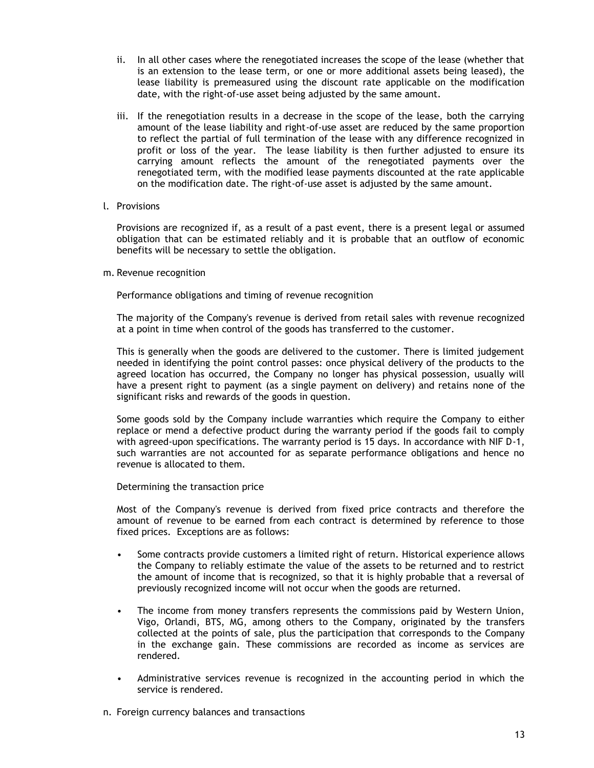ii. In all other cases where the renegotiated increases the scope of the lease (whether that is an extension to the lease term, or one or more additional assets being leased), the lease liability is premeasured using the discount rate applicable on the modification date, with the right-of-use asset being adjusted by the same amount.

iii. If the renegotiation results in a decrease in the scope of the lease, both the carrying amount of the lease liability and right-of-use asset are reduced by the same proportion to reflect the partial of full termination of the lease with any difference recognized in profit or loss of the year. The lease liability is then further adjusted to ensure its carrying amount reflects the amount of the renegotiated payments over the renegotiated term, with the modified lease payments discounted at the rate applicable on the modification date. The right-of-use asset is adjusted by the same amount.

l. Provisions

Provisions are recognized if, as a result of a past event, there is a present legal or assumed obligation that can be estimated reliably and it is probable that an outflow of economic benefits will be necessary to settle the obligation.

m. Revenue recognition

Performance obligations and timing of revenue recognition

The majority of the Company's revenue is derived from retail sales with revenue recognized at a point in time when control of the goods has transferred to the customer.

This is generally when the goods are delivered to the customer. There is limited judgement needed in identifying the point control passes: once physical delivery of the products to the agreed location has occurred, the Company no longer has physical possession, usually will have a present right to payment (as a single payment on delivery) and retains none of the significant risks and rewards of the goods in question.

Some goods sold by the Company include warranties which require the Company to either replace or mend a defective product during the warranty period if the goods fail to comply with agreed-upon specifications. The warranty period is 15 days. In accordance with NIF D-1, such warranties are not accounted for as separate performance obligations and hence no revenue is allocated to them.

Determining the transaction price

Most of the Company's revenue is derived from fixed price contracts and therefore the amount of revenue to be earned from each contract is determined by reference to those fixed prices. Exceptions are as follows:

- Some contracts provide customers a limited right of return. Historical experience allows the Company to reliably estimate the value of the assets to be returned and to restrict the amount of income that is recognized, so that it is highly probable that a reversal of previously recognized income will not occur when the goods are returned.

- The income from money transfers represents the commissions paid by Western Union, Vigo, Orlandi, BTS, MG, among others to the Company, originated by the transfers collected at the points of sale, plus the participation that corresponds to the Company in the exchange gain. These commissions are recorded as income as services are rendered.

- Administrative services revenue is recognized in the accounting period in which the service is rendered.

n. Foreign currency balances and transactions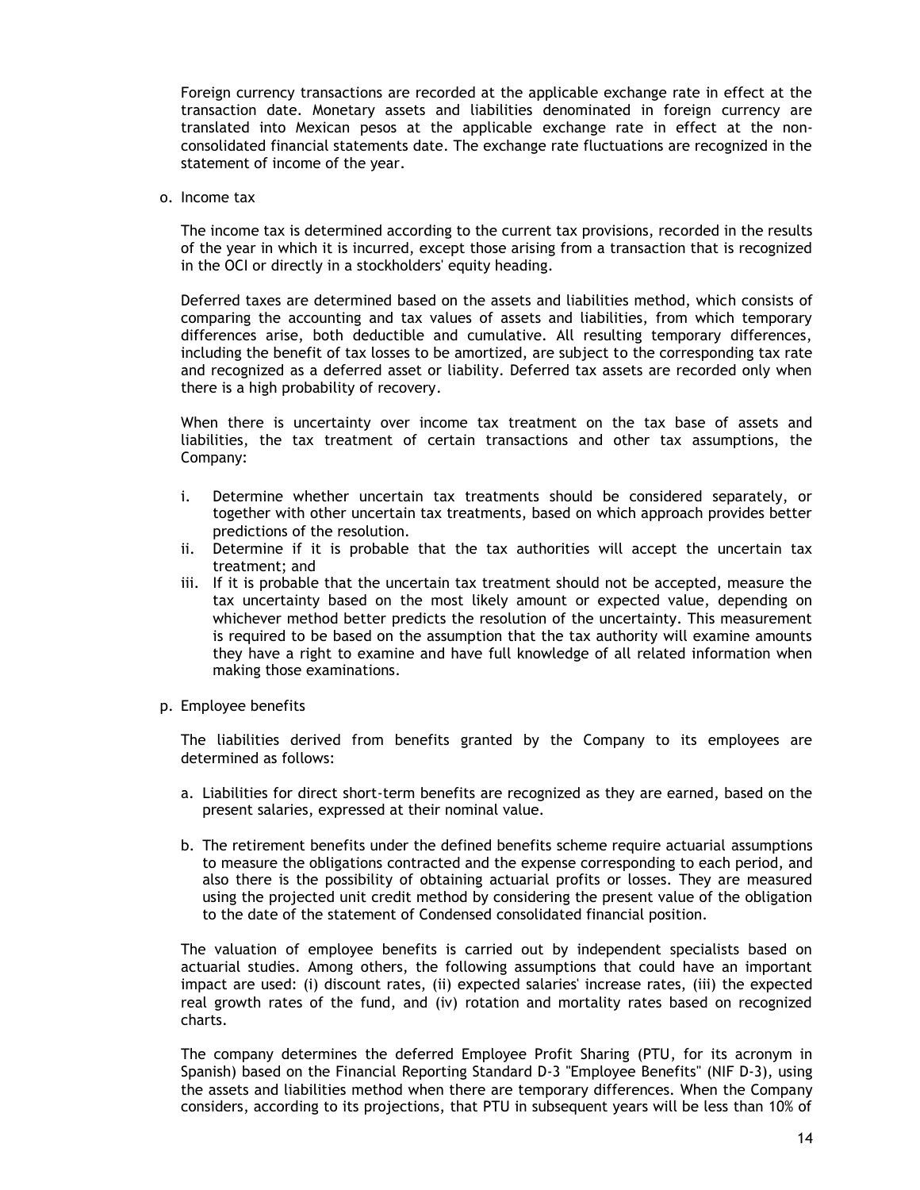Foreign currency transactions are recorded at the applicable exchange rate in effect at the transaction date. Monetary assets and liabilities denominated in foreign currency are translated into Mexican pesos at the applicable exchange rate in effect at the non-consolidated financial statements date. The exchange rate fluctuations are recognized in the statement of income of the year.

o. Income tax

The income tax is determined according to the current tax provisions, recorded in the results of the year in which it is incurred, except those arising from a transaction that is recognized in the OCI or directly in a stockholders' equity heading.

Deferred taxes are determined based on the assets and liabilities method, which consists of comparing the accounting and tax values of assets and liabilities, from which temporary differences arise, both deductible and cumulative. All resulting temporary differences, including the benefit of tax losses to be amortized, are subject to the corresponding tax rate and recognized as a deferred asset or liability. Deferred tax assets are recorded only when there is a high probability of recovery.

When there is uncertainty over income tax treatment on the tax base of assets and liabilities, the tax treatment of certain transactions and other tax assumptions, the Company:

i. Determine whether uncertain tax treatments should be considered separately, or together with other uncertain tax treatments, based on which approach provides better predictions of the resolution.
ii. Determine if it is probable that the tax authorities will accept the uncertain tax treatment; and
iii. If it is probable that the uncertain tax treatment should not be accepted, measure the tax uncertainty based on the most likely amount or expected value, depending on whichever method better predicts the resolution of the uncertainty. This measurement is required to be based on the assumption that the tax authority will examine amounts they have a right to examine and have full knowledge of all related information when making those examinations.

p. Employee benefits

The liabilities derived from benefits granted by the Company to its employees are determined as follows:

a. Liabilities for direct short-term benefits are recognized as they are earned, based on the present salaries, expressed at their nominal value.

b. The retirement benefits under the defined benefits scheme require actuarial assumptions to measure the obligations contracted and the expense corresponding to each period, and also there is the possibility of obtaining actuarial profits or losses. They are measured using the projected unit credit method by considering the present value of the obligation to the date of the statement of Condensed consolidated financial position.

The valuation of employee benefits is carried out by independent specialists based on actuarial studies. Among others, the following assumptions that could have an important impact are used: (i) discount rates, (ii) expected salaries' increase rates, (iii) the expected real growth rates of the fund, and (iv) rotation and mortality rates based on recognized charts.

The company determines the deferred Employee Profit Sharing (PTU, for its acronym in Spanish) based on the Financial Reporting Standard D-3 "Employee Benefits" (NIF D-3), using the assets and liabilities method when there are temporary differences. When the Company considers, according to its projections, that PTU in subsequent years will be less than 10% of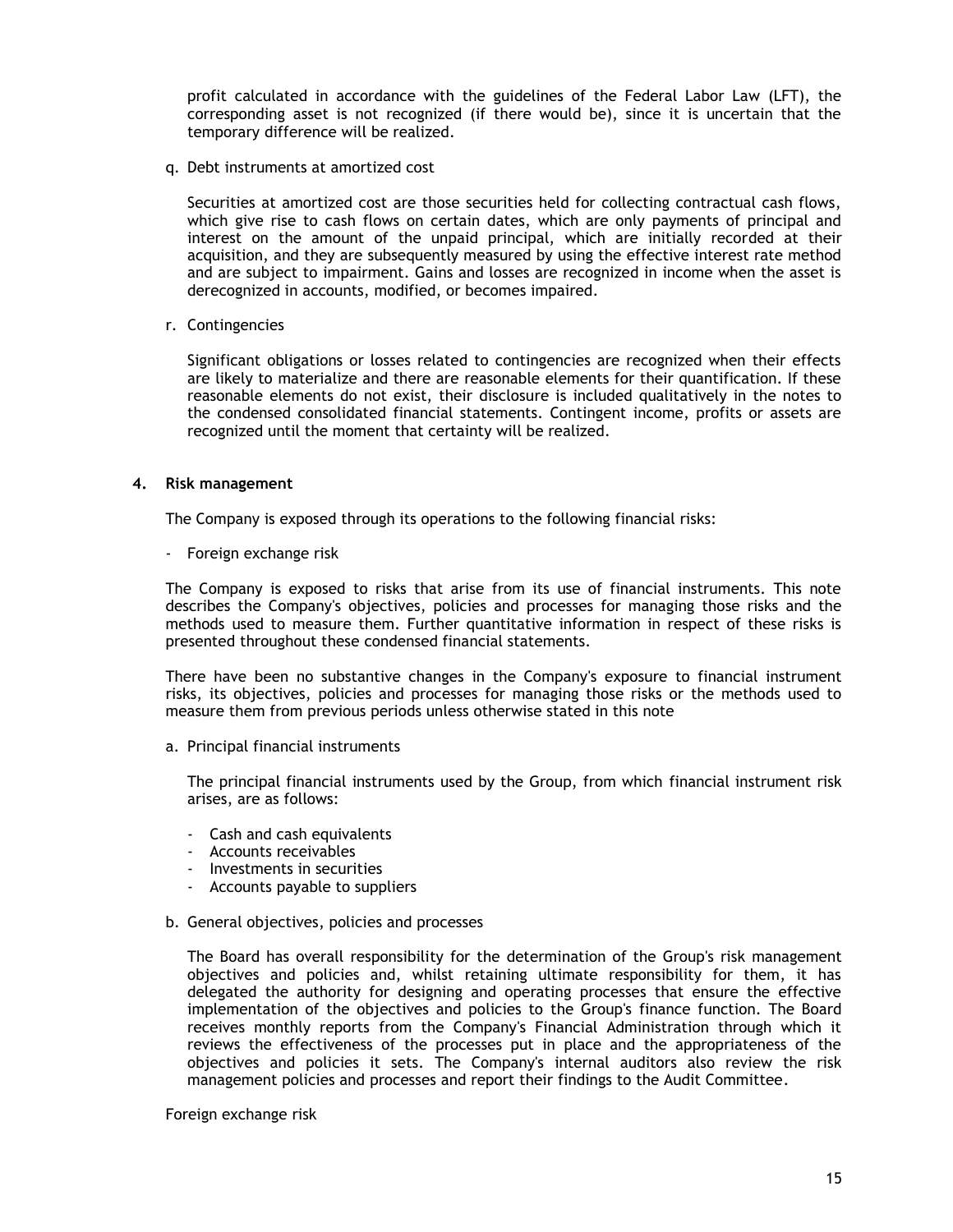profit calculated in accordance with the guidelines of the Federal Labor Law (LFT), the corresponding asset is not recognized (if there would be), since it is uncertain that the temporary difference will be realized.

q. Debt instruments at amortized cost

Securities at amortized cost are those securities held for collecting contractual cash flows, which give rise to cash flows on certain dates, which are only payments of principal and interest on the amount of the unpaid principal, which are initially recorded at their acquisition, and they are subsequently measured by using the effective interest rate method and are subject to impairment. Gains and losses are recognized in income when the asset is derecognized in accounts, modified, or becomes impaired.

r. Contingencies

Significant obligations or losses related to contingencies are recognized when their effects are likely to materialize and there are reasonable elements for their quantification. If these reasonable elements do not exist, their disclosure is included qualitatively in the notes to the condensed consolidated financial statements. Contingent income, profits or assets are recognized until the moment that certainty will be realized.

## 4. Risk management

The Company is exposed through its operations to the following financial risks:

- Foreign exchange risk

The Company is exposed to risks that arise from its use of financial instruments. This note describes the Company's objectives, policies and processes for managing those risks and the methods used to measure them. Further quantitative information in respect of these risks is presented throughout these condensed financial statements.

There have been no substantive changes in the Company's exposure to financial instrument risks, its objectives, policies and processes for managing those risks or the methods used to measure them from previous periods unless otherwise stated in this note

a. Principal financial instruments

The principal financial instruments used by the Group, from which financial instrument risk arises, are as follows:

- Cash and cash equivalents
- Accounts receivables
- Investments in securities
- Accounts payable to suppliers

b. General objectives, policies and processes

The Board has overall responsibility for the determination of the Group's risk management objectives and policies and, whilst retaining ultimate responsibility for them, it has delegated the authority for designing and operating processes that ensure the effective implementation of the objectives and policies to the Group's finance function. The Board receives monthly reports from the Company's Financial Administration through which it reviews the effectiveness of the processes put in place and the appropriateness of the objectives and policies it sets. The Company's internal auditors also review the risk management policies and processes and report their findings to the Audit Committee.

Foreign exchange risk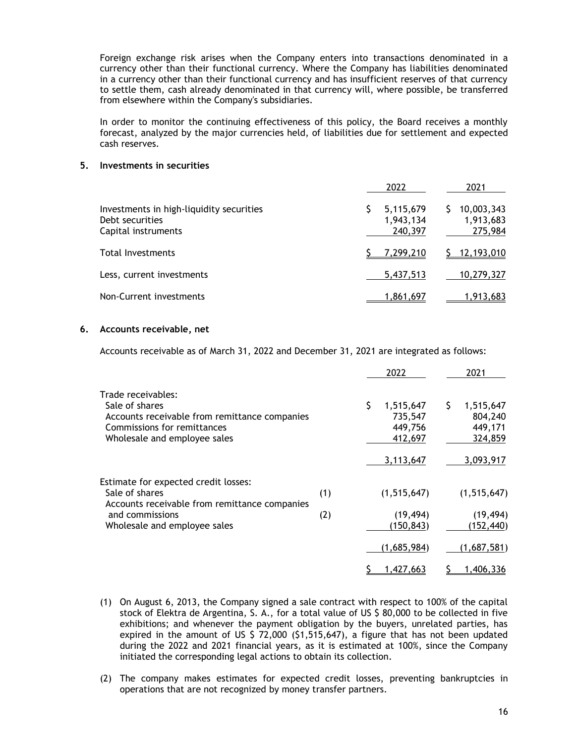Foreign exchange risk arises when the Company enters into transactions denominated in a currency other than their functional currency. Where the Company has liabilities denominated in a currency other than their functional currency and has insufficient reserves of that currency to settle them, cash already denominated in that currency will, where possible, be transferred from elsewhere within the Company's subsidiaries.

In order to monitor the continuing effectiveness of this policy, the Board receives a monthly forecast, analyzed by the major currencies held, of liabilities due for settlement and expected cash reserves.

## 5. Investments in securities

| | 2022 | 2021 |
|---|---|---|
| Investments in high-liquidity securities | $ 5,115,679 | $ 10,003,343 |
| Debt securities | 1,943,134 | 1,913,683 |
| Capital instruments | 240,397 | 275,984 |
| Total Investments | $ 7,299,210 | $ 12,193,010 |
| Less, current investments | 5,437,513 | 10,279,327 |
| Non-Current investments | 1,861,697 | 1,913,683 |

## 6. Accounts receivable, net

Accounts receivable as of March 31, 2022 and December 31, 2021 are integrated as follows:

| | | 2022 | 2021 |
|---|---|---|---|
| Trade receivables: | | | |
| Sale of shares | | $ 1,515,647 | $ 1,515,647 |
| Accounts receivable from remittance companies | | 735,547 | 804,240 |
| Commissions for remittances | | 449,756 | 449,171 |
| Wholesale and employee sales | | 412,697 | 324,859 |
| | | 3,113,647 | 3,093,917 |
| Estimate for expected credit losses: | | | |
| Sale of shares | (1) | (1,515,647) | (1,515,647) |
| Accounts receivable from remittance companies and commissions | (2) | (19,494) | (19,494) |
| Wholesale and employee sales | | (150,843) | (152,440) |
| | | (1,685,984) | (1,687,581) |
| | | $ 1,427,663 | $ 1,406,336 |

(1) On August 6, 2013, the Company signed a sale contract with respect to 100% of the capital stock of Elektra de Argentina, S. A., for a total value of US $ 80,000 to be collected in five exhibitions; and whenever the payment obligation by the buyers, unrelated parties, has expired in the amount of US $ 72,000 ($1,515,647), a figure that has not been updated during the 2022 and 2021 financial years, as it is estimated at 100%, since the Company initiated the corresponding legal actions to obtain its collection.

(2) The company makes estimates for expected credit losses, preventing bankruptcies in operations that are not recognized by money transfer partners.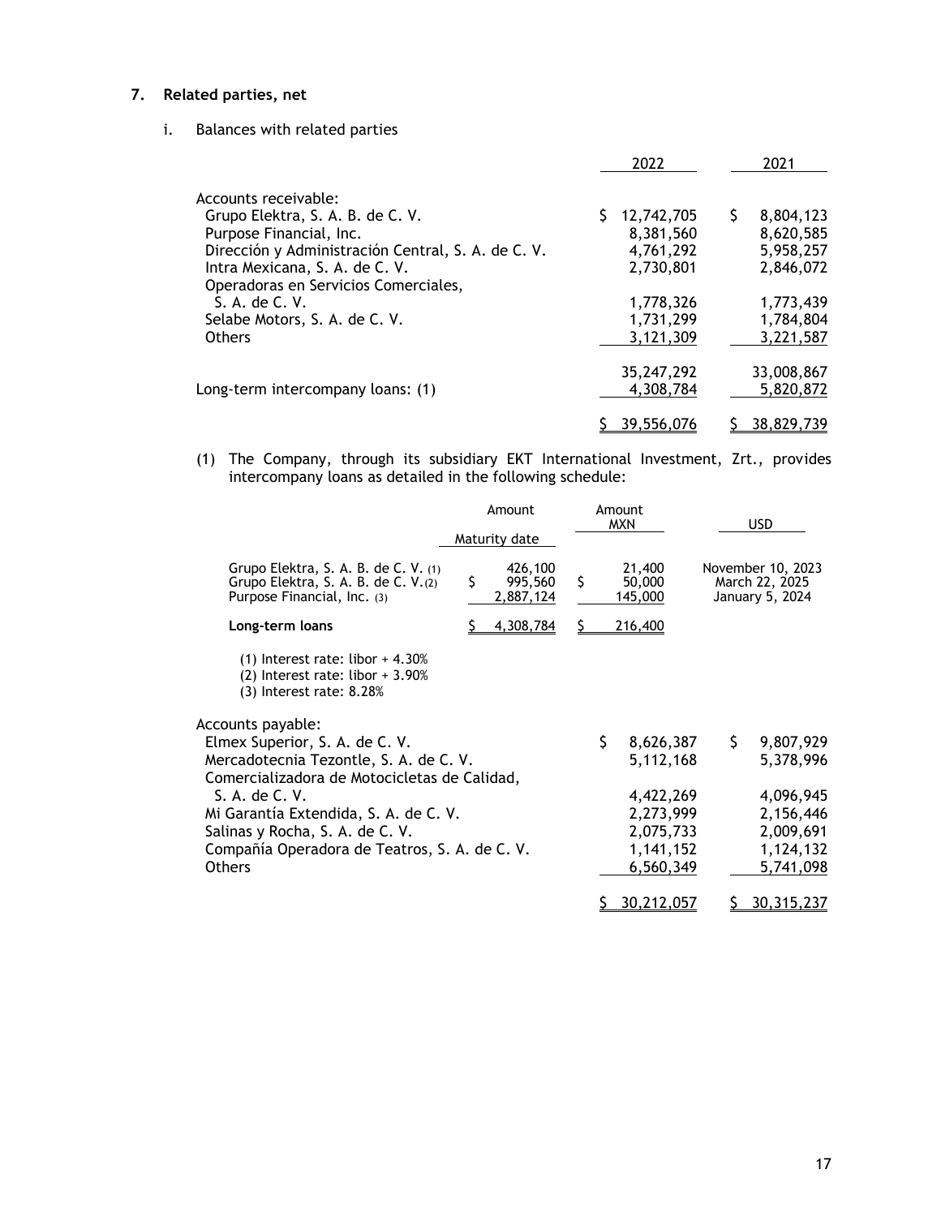## 7. Related parties, net

i. Balances with related parties

| | 2022 | 2021 |
|---|---|---|
| Accounts receivable: | | |
| Grupo Elektra, S. A. B. de C. V. | $ 12,742,705 | $ 8,804,123 |
| Purpose Financial, Inc. | 8,381,560 | 8,620,585 |
| Dirección y Administración Central, S. A. de C. V. | 4,761,292 | 5,958,257 |
| Intra Mexicana, S. A. de C. V. | 2,730,801 | 2,846,072 |
| Operadoras en Servicios Comerciales, S. A. de C. V. | 1,778,326 | 1,773,439 |
| Selabe Motors, S. A. de C. V. | 1,731,299 | 1,784,804 |
| Others | 3,121,309 | 3,221,587 |
| | 35,247,292 | 33,008,867 |
| Long-term intercompany loans: (1) | 4,308,784 | 5,820,872 |
| | $ 39,556,076 | $ 38,829,739 |

(1) The Company, through its subsidiary EKT International Investment, Zrt., provides intercompany loans as detailed in the following schedule:

| | Amount MXN | Amount USD | Maturity date |
|---|---|---|---|
| Grupo Elektra, S. A. B. de C. V. (1) | 426,100 | 21,400 | November 10, 2023 |
| Grupo Elektra, S. A. B. de C. V. (2) | $ 995,560 | $ 50,000 | March 22, 2025 |
| Purpose Financial, Inc. (3) | 2,887,124 | 145,000 | January 5, 2024 |
| **Long-term loans** | $ 4,308,784 | $ 216,400 | |

(1) Interest rate: libor + 4.30%
(2) Interest rate: libor + 3.90%
(3) Interest rate: 8.28%

| | 2022 | 2021 |
|---|---|---|
| Accounts payable: | | |
| Elmex Superior, S. A. de C. V. | $ 8,626,387 | $ 9,807,929 |
| Mercadotecnia Tezontle, S. A. de C. V. | 5,112,168 | 5,378,996 |
| Comercializadora de Motocicletas de Calidad, S. A. de C. V. | 4,422,269 | 4,096,945 |
| Mi Garantía Extendida, S. A. de C. V. | 2,273,999 | 2,156,446 |
| Salinas y Rocha, S. A. de C. V. | 2,075,733 | 2,009,691 |
| Compañía Operadora de Teatros, S. A. de C. V. | 1,141,152 | 1,124,132 |
| Others | 6,560,349 | 5,741,098 |
| | $ 30,212,057 | $ 30,315,237 |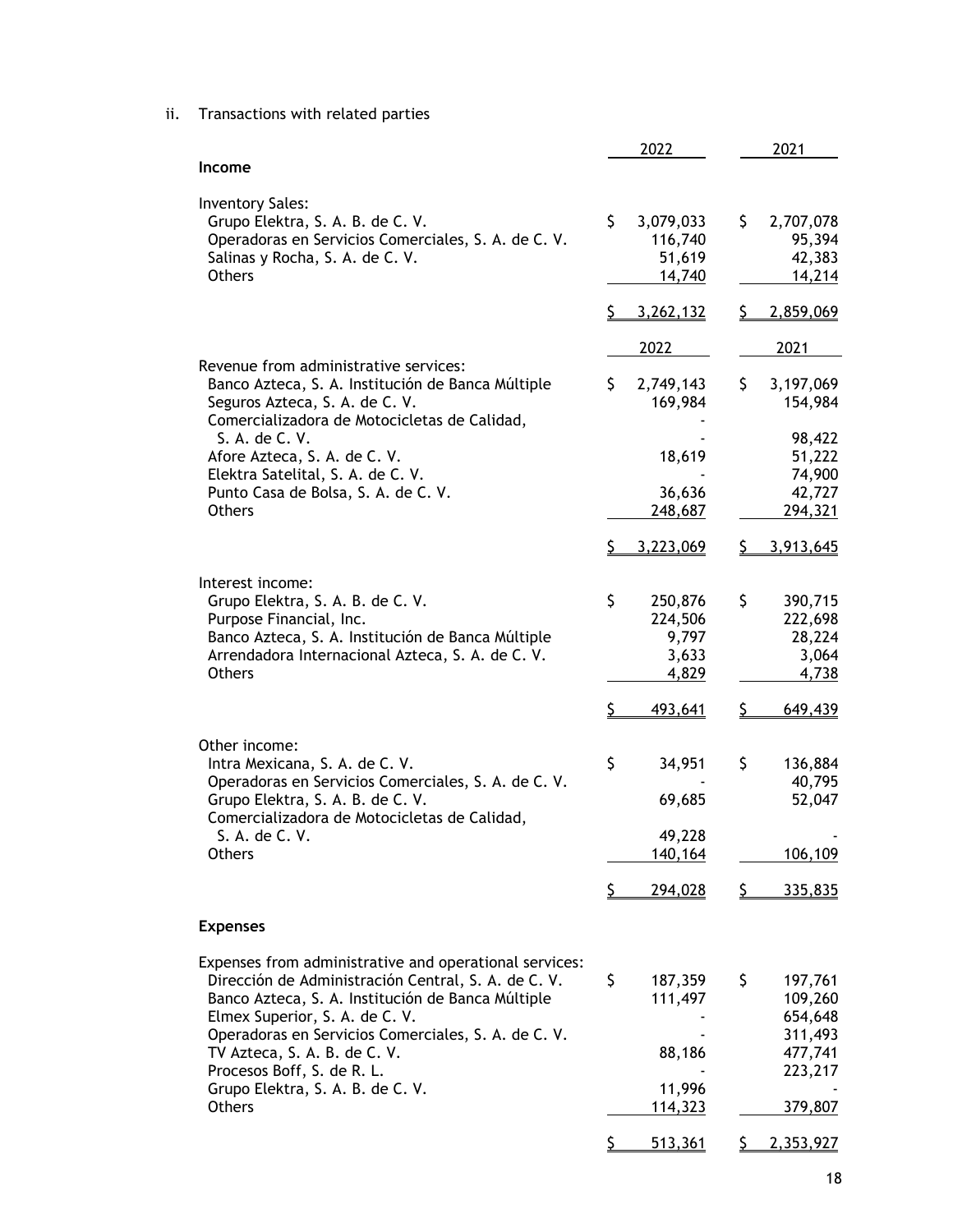ii. Transactions with related parties

| | 2022 | 2021 |
|---|---|---|
| **Income** | | |
| Inventory Sales: | | |
| Grupo Elektra, S. A. B. de C. V. | $ 3,079,033 | $ 2,707,078 |
| Operadoras en Servicios Comerciales, S. A. de C. V. | 116,740 | 95,394 |
| Salinas y Rocha, S. A. de C. V. | 51,619 | 42,383 |
| Others | 14,740 | 14,214 |
| | $ 3,262,132 | $ 2,859,069 |

| | 2022 | 2021 |
|---|---|---|
| Revenue from administrative services: | | |
| Banco Azteca, S. A. Institución de Banca Múltiple | $ 2,749,143 | $ 3,197,069 |
| Seguros Azteca, S. A. de C. V. | 169,984 | 154,984 |
| Comercializadora de Motocicletas de Calidad, S. A. de C. V. | - | 98,422 |
| Afore Azteca, S. A. de C. V. | 18,619 | 51,222 |
| Elektra Satelital, S. A. de C. V. | - | 74,900 |
| Punto Casa de Bolsa, S. A. de C. V. | 36,636 | 42,727 |
| Others | 248,687 | 294,321 |
| | $ 3,223,069 | $ 3,913,645 |
| Interest income: | | |
| Grupo Elektra, S. A. B. de C. V. | $ 250,876 | $ 390,715 |
| Purpose Financial, Inc. | 224,506 | 222,698 |
| Banco Azteca, S. A. Institución de Banca Múltiple | 9,797 | 28,224 |
| Arrendadora Internacional Azteca, S. A. de C. V. | 3,633 | 3,064 |
| Others | 4,829 | 4,738 |
| | $ 493,641 | $ 649,439 |
| Other income: | | |
| Intra Mexicana, S. A. de C. V. | $ 34,951 | $ 136,884 |
| Operadoras en Servicios Comerciales, S. A. de C. V. | - | 40,795 |
| Grupo Elektra, S. A. B. de C. V. | 69,685 | 52,047 |
| Comercializadora de Motocicletas de Calidad, S. A. de C. V. | 49,228 | - |
| Others | 140,164 | 106,109 |
| | $ 294,028 | $ 335,835 |
| **Expenses** | | |
| Expenses from administrative and operational services: | | |
| Dirección de Administración Central, S. A. de C. V. | $ 187,359 | $ 197,761 |
| Banco Azteca, S. A. Institución de Banca Múltiple | 111,497 | 109,260 |
| Elmex Superior, S. A. de C. V. | - | 654,648 |
| Operadoras en Servicios Comerciales, S. A. de C. V. | - | 311,493 |
| TV Azteca, S. A. B. de C. V. | 88,186 | 477,741 |
| Procesos Boff, S. de R. L. | - | 223,217 |
| Grupo Elektra, S. A. B. de C. V. | 11,996 | - |
| Others | 114,323 | 379,807 |
| | $ 513,361 | $ 2,353,927 |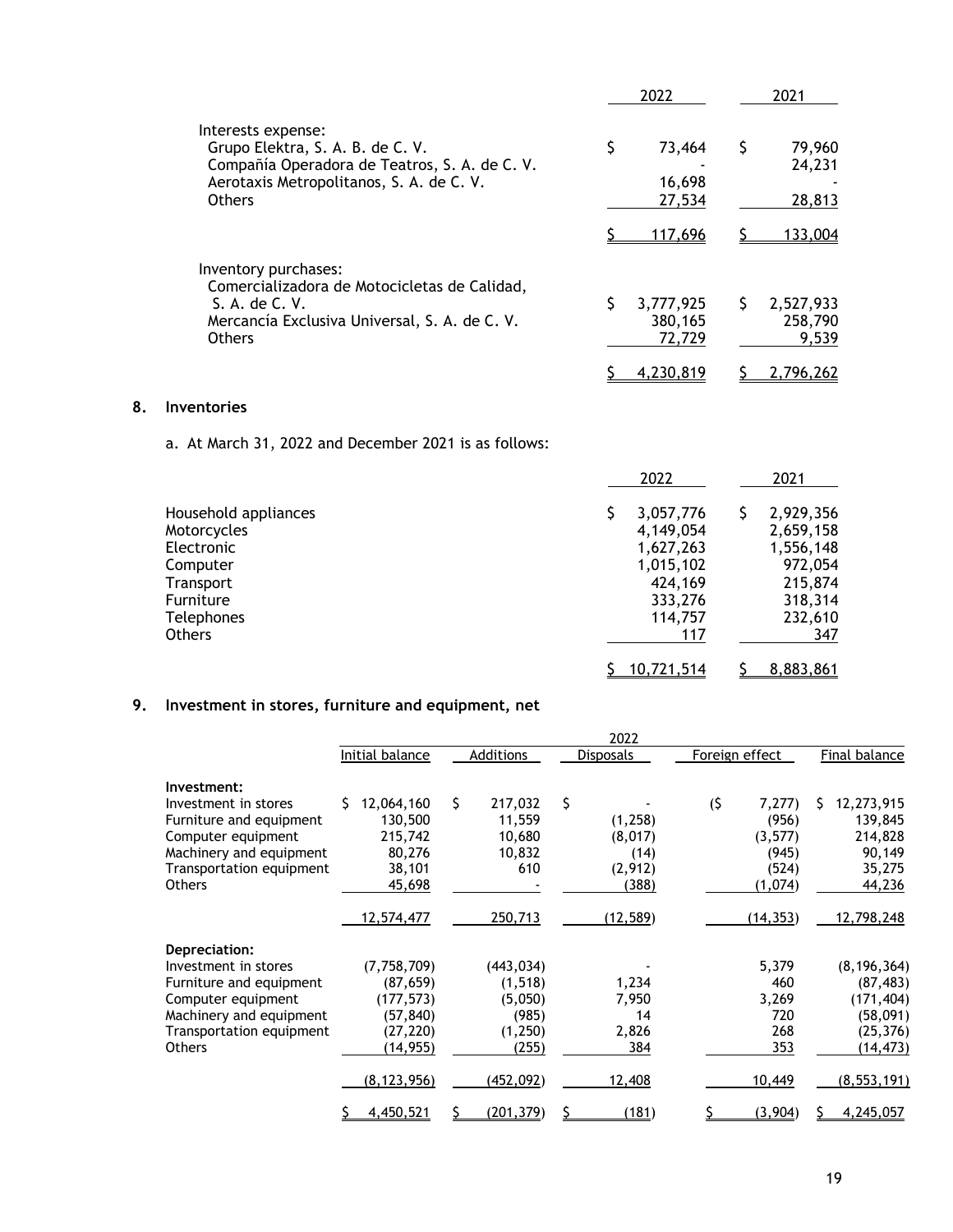| | 2022 | 2021 |
|---|---|---|
| Interests expense: | | |
| Grupo Elektra, S. A. B. de C. V. | $ 73,464 | $ 79,960 |
| Compañía Operadora de Teatros, S. A. de C. V. | - | 24,231 |
| Aerotaxis Metropolitanos, S. A. de C. V. | 16,698 | - |
| Others | 27,534 | 28,813 |
| | $ 117,696 | $ 133,004 |
| Inventory purchases: | | |
| Comercializadora de Motocicletas de Calidad, S. A. de C. V. | $ 3,777,925 | $ 2,527,933 |
| Mercancía Exclusiva Universal, S. A. de C. V. | 380,165 | 258,790 |
| Others | 72,729 | 9,539 |
| | $ 4,230,819 | $ 2,796,262 |

## 8. Inventories

a. At March 31, 2022 and December 2021 is as follows:

| | 2022 | 2021 |
|---|---|---|
| Household appliances | $ 3,057,776 | $ 2,929,356 |
| Motorcycles | 4,149,054 | 2,659,158 |
| Electronic | 1,627,263 | 1,556,148 |
| Computer | 1,015,102 | 972,054 |
| Transport | 424,169 | 215,874 |
| Furniture | 333,276 | 318,314 |
| Telephones | 114,757 | 232,610 |
| Others | 117 | 347 |
| | $ 10,721,514 | $ 8,883,861 |

## 9. Investment in stores, furniture and equipment, net

| | 2022 | | | | |
|---|---|---|---|---|---|
| | Initial balance | Additions | Disposals | Foreign effect | Final balance |
| **Investment:** | | | | | |
| Investment in stores | $ 12,064,160 | $ 217,032 | $ - | ($ 7,277) | $ 12,273,915 |
| Furniture and equipment | 130,500 | 11,559 | (1,258) | (956) | 139,845 |
| Computer equipment | 215,742 | 10,680 | (8,017) | (3,577) | 214,828 |
| Machinery and equipment | 80,276 | 10,832 | (14) | (945) | 90,149 |
| Transportation equipment | 38,101 | 610 | (2,912) | (524) | 35,275 |
| Others | 45,698 | - | (388) | (1,074) | 44,236 |
| | 12,574,477 | 250,713 | (12,589) | (14,353) | 12,798,248 |
| **Depreciation:** | | | | | |
| Investment in stores | (7,758,709) | (443,034) | - | 5,379 | (8,196,364) |
| Furniture and equipment | (87,659) | (1,518) | 1,234 | 460 | (87,483) |
| Computer equipment | (177,573) | (5,050) | 7,950 | 3,269 | (171,404) |
| Machinery and equipment | (57,840) | (985) | 14 | 720 | (58,091) |
| Transportation equipment | (27,220) | (1,250) | 2,826 | 268 | (25,376) |
| Others | (14,955) | (255) | 384 | 353 | (14,473) |
| | (8,123,956) | (452,092) | 12,408 | 10,449 | (8,553,191) |
| | $ 4,450,521 | $ (201,379) | $ (181) | $ (3,904) | $ 4,245,057 |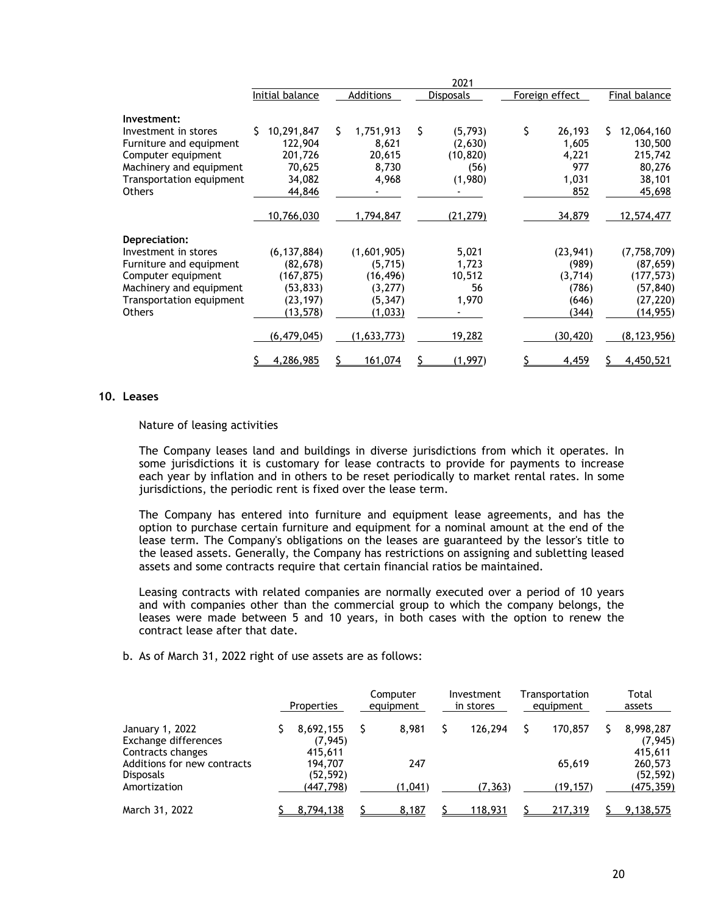| | 2021 | | | | |
|---|---|---|---|---|---|
| | Initial balance | Additions | Disposals | Foreign effect | Final balance |
| **Investment:** | | | | | |
| Investment in stores | $ 10,291,847 | $ 1,751,913 | $ (5,793) | $ 26,193 | $ 12,064,160 |
| Furniture and equipment | 122,904 | 8,621 | (2,630) | 1,605 | 130,500 |
| Computer equipment | 201,726 | 20,615 | (10,820) | 4,221 | 215,742 |
| Machinery and equipment | 70,625 | 8,730 | (56) | 977 | 80,276 |
| Transportation equipment | 34,082 | 4,968 | (1,980) | 1,031 | 38,101 |
| Others | 44,846 | - | - | 852 | 45,698 |
| | 10,766,030 | 1,794,847 | (21,279) | 34,879 | 12,574,477 |
| **Depreciation:** | | | | | |
| Investment in stores | (6,137,884) | (1,601,905) | 5,021 | (23,941) | (7,758,709) |
| Furniture and equipment | (82,678) | (5,715) | 1,723 | (989) | (87,659) |
| Computer equipment | (167,875) | (16,496) | 10,512 | (3,714) | (177,573) |
| Machinery and equipment | (53,833) | (3,277) | 56 | (786) | (57,840) |
| Transportation equipment | (23,197) | (5,347) | 1,970 | (646) | (27,220) |
| Others | (13,578) | (1,033) | - | (344) | (14,955) |
| | (6,479,045) | (1,633,773) | 19,282 | (30,420) | (8,123,956) |
| | $ 4,286,985 | $ 161,074 | $ (1,997) | $ 4,459 | $ 4,450,521 |

## 10. Leases

Nature of leasing activities

The Company leases land and buildings in diverse jurisdictions from which it operates. In some jurisdictions it is customary for lease contracts to provide for payments to increase each year by inflation and in others to be reset periodically to market rental rates. In some jurisdictions, the periodic rent is fixed over the lease term.

The Company has entered into furniture and equipment lease agreements, and has the option to purchase certain furniture and equipment for a nominal amount at the end of the lease term. The Company's obligations on the leases are guaranteed by the lessor's title to the leased assets. Generally, the Company has restrictions on assigning and subletting leased assets and some contracts require that certain financial ratios be maintained.

Leasing contracts with related companies are normally executed over a period of 10 years and with companies other than the commercial group to which the company belongs, the leases were made between 5 and 10 years, in both cases with the option to renew the contract lease after that date.

b. As of March 31, 2022 right of use assets are as follows:

| | Properties | Computer equipment | Investment in stores | Transportation equipment | Total assets |
|---|---|---|---|---|---|
| January 1, 2022 | $ 8,692,155 | $ 8,981 | $ 126,294 | $ 170,857 | $ 8,998,287 |
| Exchange differences | (7,945) | | | | (7,945) |
| Contracts changes | 415,611 | | | | 415,611 |
| Additions for new contracts | 194,707 | 247 | | 65,619 | 260,573 |
| Disposals | (52,592) | | | | (52,592) |
| Amortization | (447,798) | (1,041) | (7,363) | (19,157) | (475,359) |
| March 31, 2022 | $ 8,794,138 | $ 8,187 | $ 118,931 | $ 217,319 | $ 9,138,575 |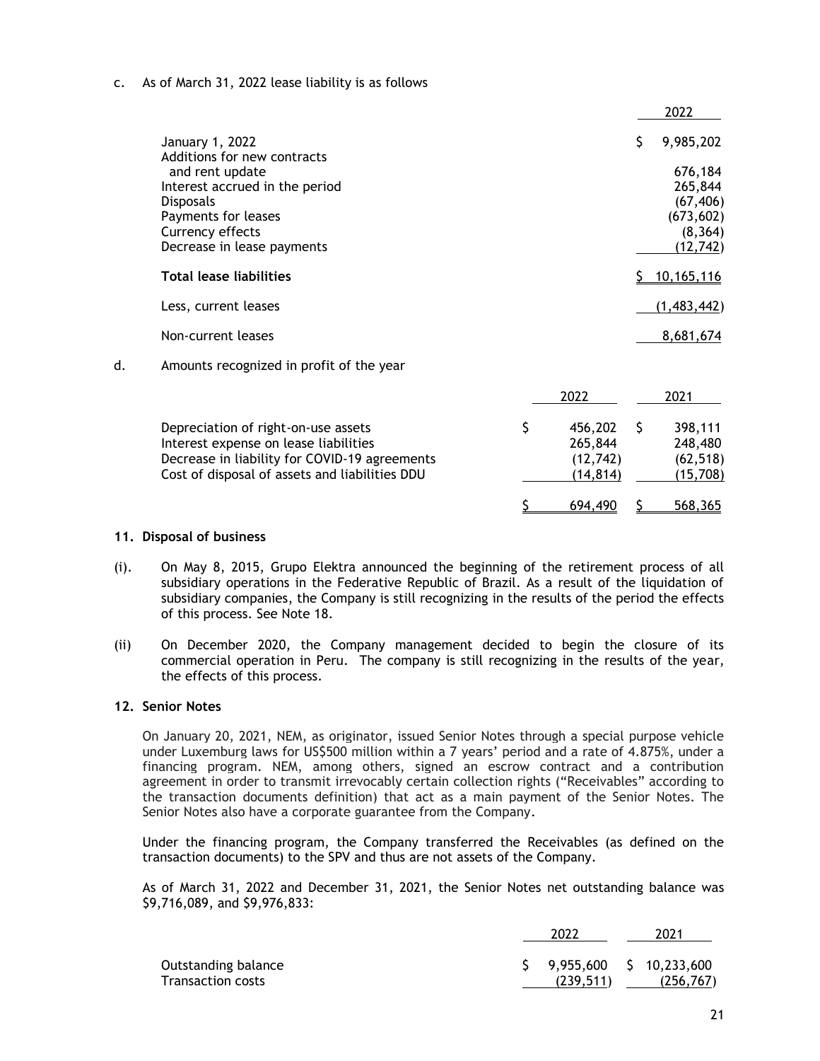c. As of March 31, 2022 lease liability is as follows

| | 2022 |
|---|---|
| January 1, 2022 | $ 9,985,202 |
| Additions for new contracts and rent update | 676,184 |
| Interest accrued in the period | 265,844 |
| Disposals | (67,406) |
| Payments for leases | (673,602) |
| Currency effects | (8,364) |
| Decrease in lease payments | (12,742) |
| **Total lease liabilities** | $ 10,165,116 |
| Less, current leases | (1,483,442) |
| Non-current leases | 8,681,674 |

d. Amounts recognized in profit of the year

| | 2022 | 2021 |
|---|---|---|
| Depreciation of right-on-use assets | $ 456,202 | $ 398,111 |
| Interest expense on lease liabilities | 265,844 | 248,480 |
| Decrease in liability for COVID-19 agreements | (12,742) | (62,518) |
| Cost of disposal of assets and liabilities DDU | (14,814) | (15,708) |
| | $ 694,490 | $ 568,365 |

## 11. Disposal of business

(i). On May 8, 2015, Grupo Elektra announced the beginning of the retirement process of all subsidiary operations in the Federative Republic of Brazil. As a result of the liquidation of subsidiary companies, the Company is still recognizing in the results of the period the effects of this process. See Note 18.

(ii) On December 2020, the Company management decided to begin the closure of its commercial operation in Peru. The company is still recognizing in the results of the year, the effects of this process.

## 12. Senior Notes

On January 20, 2021, NEM, as originator, issued Senior Notes through a special purpose vehicle under Luxemburg laws for US$500 million within a 7 years' period and a rate of 4.875%, under a financing program. NEM, among others, signed an escrow contract and a contribution agreement in order to transmit irrevocably certain collection rights ("Receivables" according to the transaction documents definition) that act as a main payment of the Senior Notes. The Senior Notes also have a corporate guarantee from the Company.

Under the financing program, the Company transferred the Receivables (as defined on the transaction documents) to the SPV and thus are not assets of the Company.

As of March 31, 2022 and December 31, 2021, the Senior Notes net outstanding balance was $9,716,089, and $9,976,833:

| | 2022 | 2021 |
|---|---|---|
| Outstanding balance | $ 9,955,600 | $ 10,233,600 |
| Transaction costs | (239,511) | (256,767) |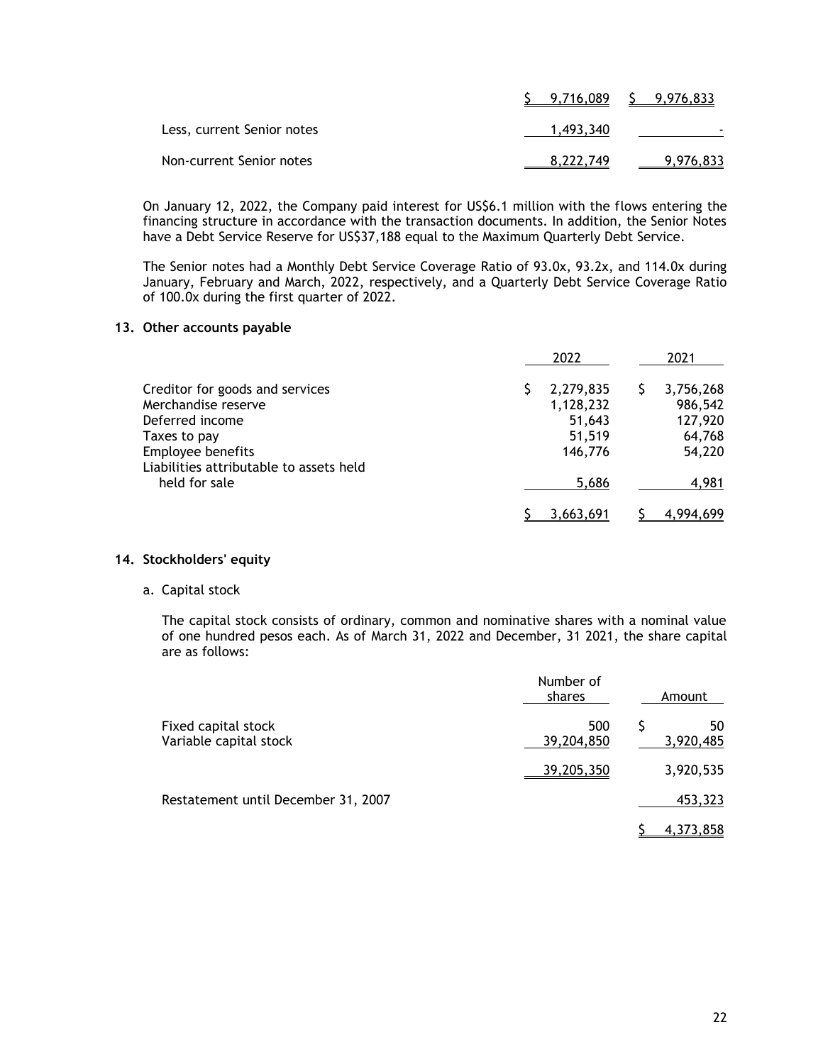| | | |
|---|---|---|
| | $ 9,716,089 | $ 9,976,833 |
| Less, current Senior notes | 1,493,340 | - |
| Non-current Senior notes | 8,222,749 | 9,976,833 |

On January 12, 2022, the Company paid interest for US$6.1 million with the flows entering the financing structure in accordance with the transaction documents. In addition, the Senior Notes have a Debt Service Reserve for US$37,188 equal to the Maximum Quarterly Debt Service.

The Senior notes had a Monthly Debt Service Coverage Ratio of 93.0x, 93.2x, and 114.0x during January, February and March, 2022, respectively, and a Quarterly Debt Service Coverage Ratio of 100.0x during the first quarter of 2022.

## 13. Other accounts payable

| | 2022 | 2021 |
|---|---|---|
| Creditor for goods and services | $ 2,279,835 | $ 3,756,268 |
| Merchandise reserve | 1,128,232 | 986,542 |
| Deferred income | 51,643 | 127,920 |
| Taxes to pay | 51,519 | 64,768 |
| Employee benefits | 146,776 | 54,220 |
| Liabilities attributable to assets held held for sale | 5,686 | 4,981 |
| | $ 3,663,691 | $ 4,994,699 |

## 14. Stockholders' equity

a. Capital stock

The capital stock consists of ordinary, common and nominative shares with a nominal value of one hundred pesos each. As of March 31, 2022 and December, 31 2021, the share capital are as follows:

| | Number of shares | Amount |
|---|---|---|
| Fixed capital stock | 500 | $ 50 |
| Variable capital stock | 39,204,850 | 3,920,485 |
| | 39,205,350 | 3,920,535 |
| Restatement until December 31, 2007 | | 453,323 |
| | | $ 4,373,858 |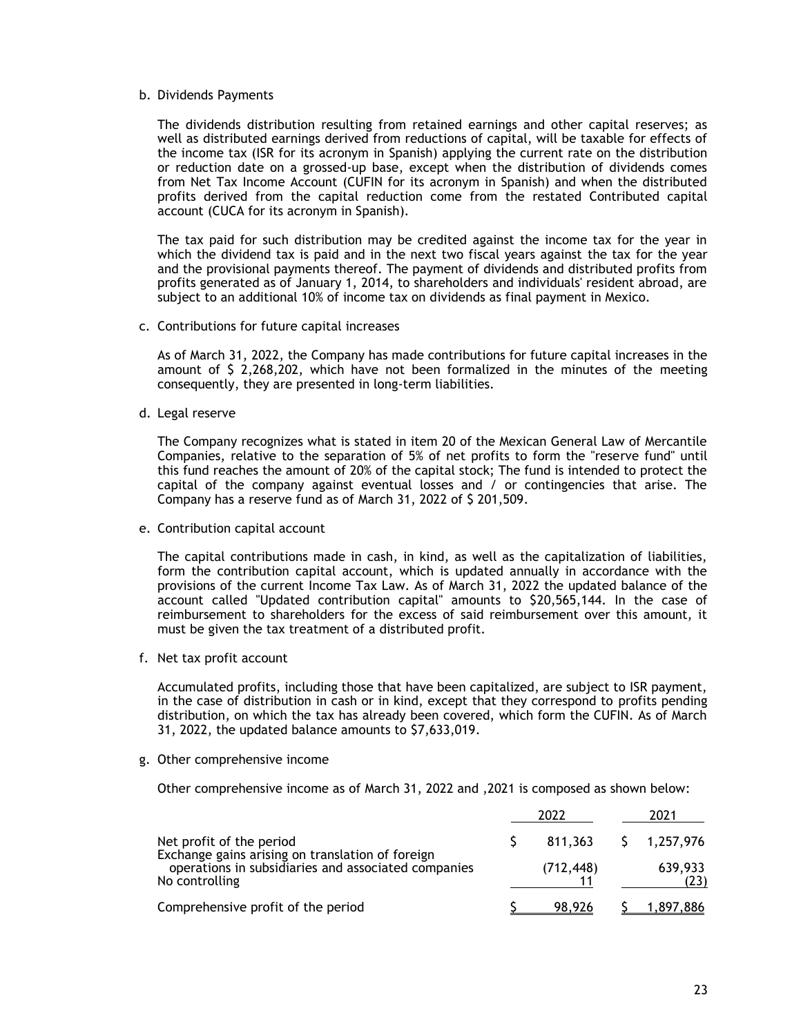b. Dividends Payments

The dividends distribution resulting from retained earnings and other capital reserves; as well as distributed earnings derived from reductions of capital, will be taxable for effects of the income tax (ISR for its acronym in Spanish) applying the current rate on the distribution or reduction date on a grossed-up base, except when the distribution of dividends comes from Net Tax Income Account (CUFIN for its acronym in Spanish) and when the distributed profits derived from the capital reduction come from the restated Contributed capital account (CUCA for its acronym in Spanish).

The tax paid for such distribution may be credited against the income tax for the year in which the dividend tax is paid and in the next two fiscal years against the tax for the year and the provisional payments thereof. The payment of dividends and distributed profits from profits generated as of January 1, 2014, to shareholders and individuals' resident abroad, are subject to an additional 10% of income tax on dividends as final payment in Mexico.

c. Contributions for future capital increases

As of March 31, 2022, the Company has made contributions for future capital increases in the amount of $ 2,268,202, which have not been formalized in the minutes of the meeting consequently, they are presented in long-term liabilities.

d. Legal reserve

The Company recognizes what is stated in item 20 of the Mexican General Law of Mercantile Companies, relative to the separation of 5% of net profits to form the "reserve fund" until this fund reaches the amount of 20% of the capital stock; The fund is intended to protect the capital of the company against eventual losses and / or contingencies that arise. The Company has a reserve fund as of March 31, 2022 of $ 201,509.

e. Contribution capital account

The capital contributions made in cash, in kind, as well as the capitalization of liabilities, form the contribution capital account, which is updated annually in accordance with the provisions of the current Income Tax Law. As of March 31, 2022 the updated balance of the account called "Updated contribution capital" amounts to $20,565,144. In the case of reimbursement to shareholders for the excess of said reimbursement over this amount, it must be given the tax treatment of a distributed profit.

f. Net tax profit account

Accumulated profits, including those that have been capitalized, are subject to ISR payment, in the case of distribution in cash or in kind, except that they correspond to profits pending distribution, on which the tax has already been covered, which form the CUFIN. As of March 31, 2022, the updated balance amounts to $7,633,019.

g. Other comprehensive income

Other comprehensive income as of March 31, 2022 and ,2021 is composed as shown below:

| | 2022 | 2021 |
|---|---|---|
| Net profit of the period | $ 811,363 | $ 1,257,976 |
| Exchange gains arising on translation of foreign operations in subsidiaries and associated companies | (712,448) | 639,933 |
| No controlling | 11 | (23) |
| Comprehensive profit of the period | $ 98,926 | $ 1,897,886 |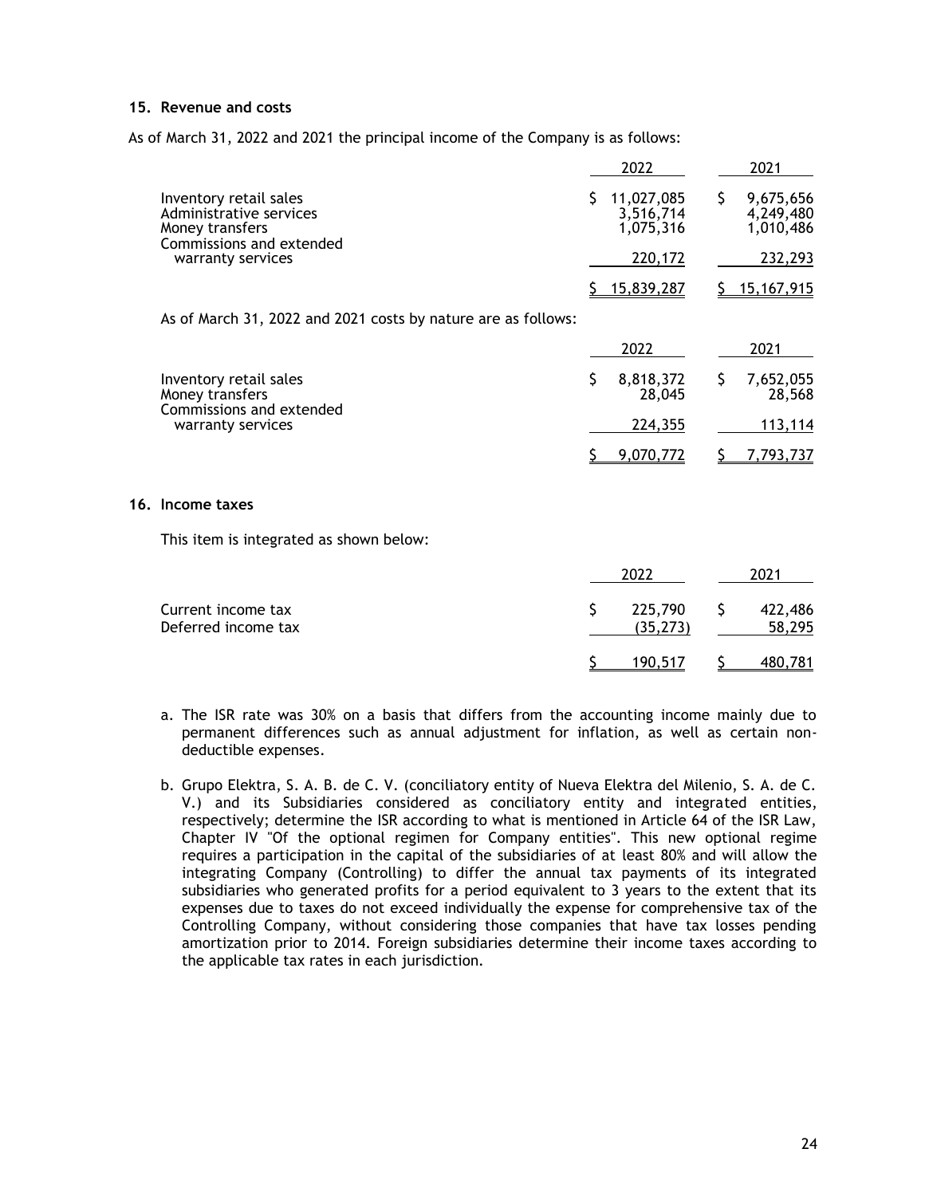## 15. Revenue and costs

As of March 31, 2022 and 2021 the principal income of the Company is as follows:

| | 2022 | 2021 |
|---|---|---|
| Inventory retail sales | $ 11,027,085 | $ 9,675,656 |
| Administrative services | 3,516,714 | 4,249,480 |
| Money transfers | 1,075,316 | 1,010,486 |
| Commissions and extended warranty services | 220,172 | 232,293 |
| | $ 15,839,287 | $ 15,167,915 |

As of March 31, 2022 and 2021 costs by nature are as follows:

| | 2022 | 2021 |
|---|---|---|
| Inventory retail sales | $ 8,818,372 | $ 7,652,055 |
| Money transfers | 28,045 | 28,568 |
| Commissions and extended warranty services | 224,355 | 113,114 |
| | $ 9,070,772 | $ 7,793,737 |

## 16. Income taxes

This item is integrated as shown below:

| | 2022 | 2021 |
|---|---|---|
| Current income tax | $ 225,790 | $ 422,486 |
| Deferred income tax | (35,273) | 58,295 |
| | $ 190,517 | $ 480,781 |

a. The ISR rate was 30% on a basis that differs from the accounting income mainly due to permanent differences such as annual adjustment for inflation, as well as certain non-deductible expenses.

b. Grupo Elektra, S. A. B. de C. V. (conciliatory entity of Nueva Elektra del Milenio, S. A. de C. V.) and its Subsidiaries considered as conciliatory entity and integrated entities, respectively; determine the ISR according to what is mentioned in Article 64 of the ISR Law, Chapter IV "Of the optional regimen for Company entities". This new optional regime requires a participation in the capital of the subsidiaries of at least 80% and will allow the integrating Company (Controlling) to differ the annual tax payments of its integrated subsidiaries who generated profits for a period equivalent to 3 years to the extent that its expenses due to taxes do not exceed individually the expense for comprehensive tax of the Controlling Company, without considering those companies that have tax losses pending amortization prior to 2014. Foreign subsidiaries determine their income taxes according to the applicable tax rates in each jurisdiction.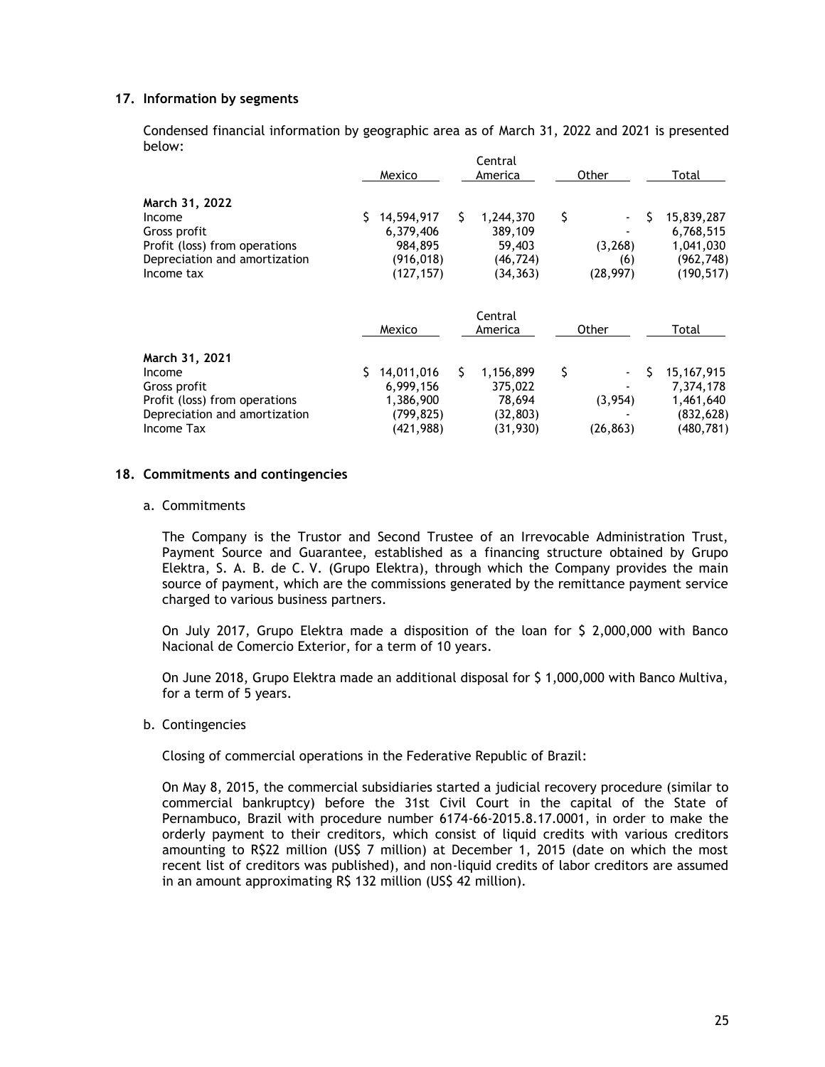## 17. Information by segments

Condensed financial information by geographic area as of March 31, 2022 and 2021 is presented below:

| | Mexico | Central America | Other | Total |
|---|---|---|---|---|
| **March 31, 2022** | | | | |
| Income | $ 14,594,917 | $ 1,244,370 | $ - | $ 15,839,287 |
| Gross profit | 6,379,406 | 389,109 | - | 6,768,515 |
| Profit (loss) from operations | 984,895 | 59,403 | (3,268) | 1,041,030 |
| Depreciation and amortization | (916,018) | (46,724) | (6) | (962,748) |
| Income tax | (127,157) | (34,363) | (28,997) | (190,517) |

| | Mexico | Central America | Other | Total |
|---|---|---|---|---|
| **March 31, 2021** | | | | |
| Income | $ 14,011,016 | $ 1,156,899 | $ - | $ 15,167,915 |
| Gross profit | 6,999,156 | 375,022 | - | 7,374,178 |
| Profit (loss) from operations | 1,386,900 | 78,694 | (3,954) | 1,461,640 |
| Depreciation and amortization | (799,825) | (32,803) | - | (832,628) |
| Income Tax | (421,988) | (31,930) | (26,863) | (480,781) |

## 18. Commitments and contingencies

a. Commitments

The Company is the Trustor and Second Trustee of an Irrevocable Administration Trust, Payment Source and Guarantee, established as a financing structure obtained by Grupo Elektra, S. A. B. de C. V. (Grupo Elektra), through which the Company provides the main source of payment, which are the commissions generated by the remittance payment service charged to various business partners.

On July 2017, Grupo Elektra made a disposition of the loan for $ 2,000,000 with Banco Nacional de Comercio Exterior, for a term of 10 years.

On June 2018, Grupo Elektra made an additional disposal for $ 1,000,000 with Banco Multiva, for a term of 5 years.

b. Contingencies

Closing of commercial operations in the Federative Republic of Brazil:

On May 8, 2015, the commercial subsidiaries started a judicial recovery procedure (similar to commercial bankruptcy) before the 31st Civil Court in the capital of the State of Pernambuco, Brazil with procedure number 6174-66-2015.8.17.0001, in order to make the orderly payment to their creditors, which consist of liquid credits with various creditors amounting to R$22 million (US$ 7 million) at December 1, 2015 (date on which the most recent list of creditors was published), and non-liquid credits of labor creditors are assumed in an amount approximating R$ 132 million (US$ 42 million).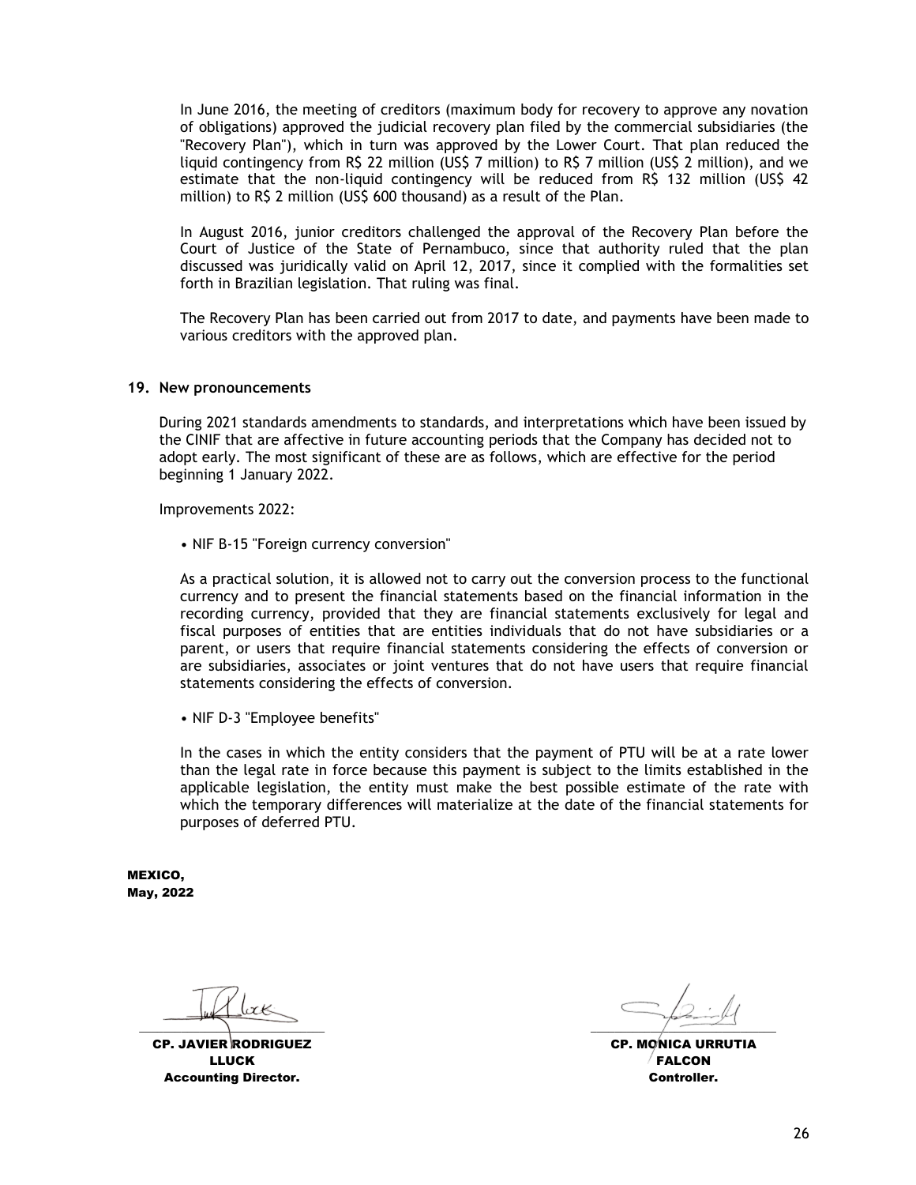In June 2016, the meeting of creditors (maximum body for recovery to approve any novation of obligations) approved the judicial recovery plan filed by the commercial subsidiaries (the "Recovery Plan"), which in turn was approved by the Lower Court. That plan reduced the liquid contingency from R$ 22 million (US$ 7 million) to R$ 7 million (US$ 2 million), and we estimate that the non-liquid contingency will be reduced from R$ 132 million (US$ 42 million) to R$ 2 million (US$ 600 thousand) as a result of the Plan.

In August 2016, junior creditors challenged the approval of the Recovery Plan before the Court of Justice of the State of Pernambuco, since that authority ruled that the plan discussed was juridically valid on April 12, 2017, since it complied with the formalities set forth in Brazilian legislation. That ruling was final.

The Recovery Plan has been carried out from 2017 to date, and payments have been made to various creditors with the approved plan.

## 19. New pronouncements

During 2021 standards amendments to standards, and interpretations which have been issued by the CINIF that are affective in future accounting periods that the Company has decided not to adopt early. The most significant of these are as follows, which are effective for the period beginning 1 January 2022.

Improvements 2022:

- NIF B-15 "Foreign currency conversion"

As a practical solution, it is allowed not to carry out the conversion process to the functional currency and to present the financial statements based on the financial information in the recording currency, provided that they are financial statements exclusively for legal and fiscal purposes of entities that are entities individuals that do not have subsidiaries or a parent, or users that require financial statements considering the effects of conversion or are subsidiaries, associates or joint ventures that do not have users that require financial statements considering the effects of conversion.

- NIF D-3 "Employee benefits"

In the cases in which the entity considers that the payment of PTU will be at a rate lower than the legal rate in force because this payment is subject to the limits established in the applicable legislation, the entity must make the best possible estimate of the rate with which the temporary differences will materialize at the date of the financial statements for purposes of deferred PTU.

**MEXICO,**
**May, 2022**

**CP. JAVIER RODRIGUEZ LLUCK**
**Accounting Director.**

**CP. MONICA URRUTIA FALCON**
**Controller.**